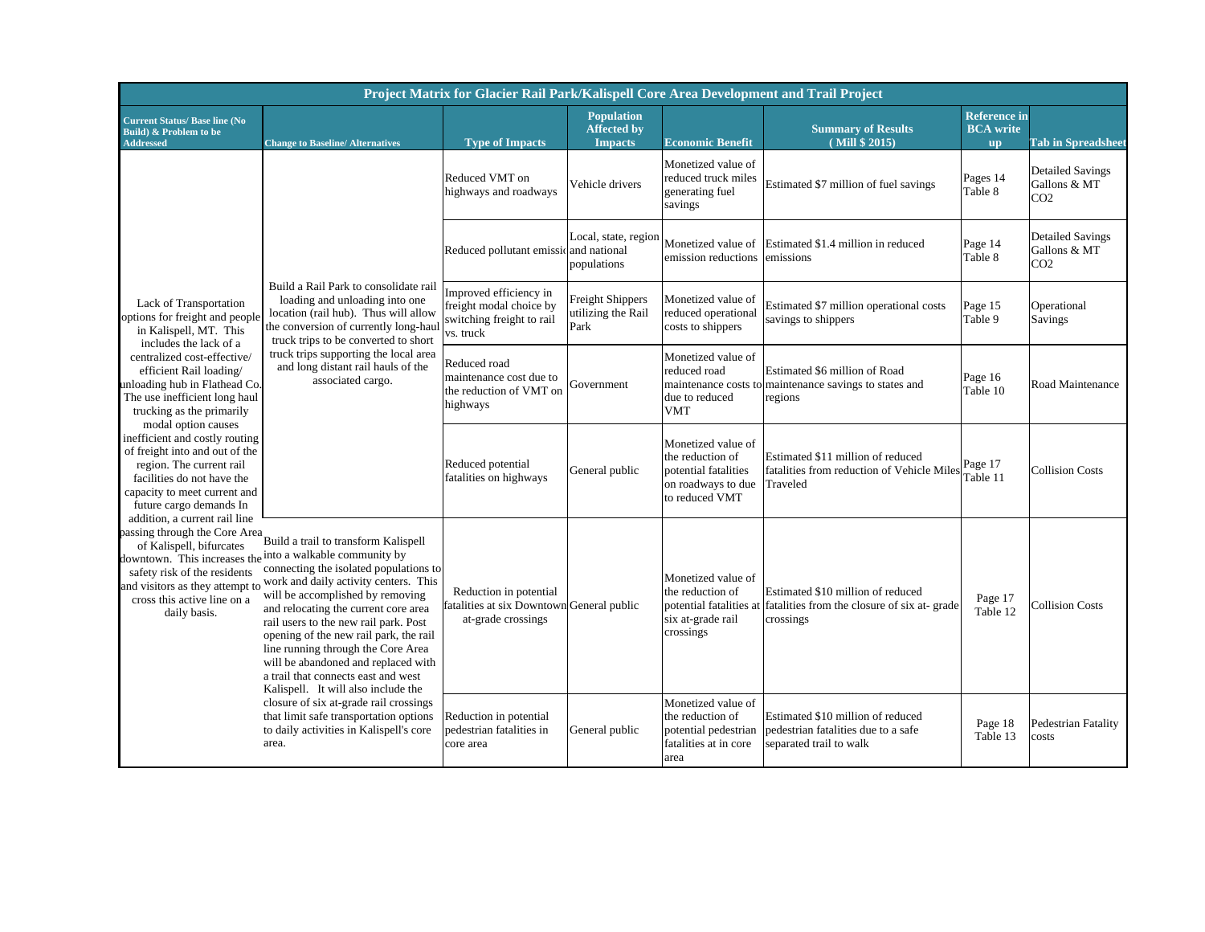| Project Matrix for Glacier Rail Park/Kalispell Core Area Development and Trail Project | | | | | | | |
|---|---|---|---|---|---|---|---|
| **Current Status/ Base line (No Build) & Problem to be Addressed** | **Change to Baseline/ Alternatives** | **Type of Impacts** | **Population Affected by Impacts** | **Economic Benefit** | **Summary of Results ( Mill $ 2015)** | **Reference in BCA write up** | **Tab in Spreadsheet** |
| Lack of Transportation options for freight and people in Kalispell, MT. This includes the lack of a centralized cost-effective/ efficient Rail loading/ unloading hub in Flathead Co. The use inefficient long haul trucking as the primarily modal option causes inefficient and costly routing of freight into and out of the region. The current rail facilities do not have the capacity to meet current and future cargo demands In addition, a current rail line passing through the Core Area of Kalispell, bifurcates downtown. This increases the safety risk of the residents and visitors as they attempt to cross this active line on a daily basis. | Build a Rail Park to consolidate rail loading and unloading into one location (rail hub). Thus will allow the conversion of currently long-haul truck trips to be converted to short truck trips supporting the local area and long distant rail hauls of the associated cargo. | Reduced VMT on highways and roadways | Vehicle drivers | Monetized value of reduced truck miles generating fuel savings | Estimated $7 million of fuel savings | Pages 14 Table 8 | Detailed Savings Gallons & MT CO2 |
| | | Reduced pollutant emissio | Local, state, region and national populations | Monetized value of emission reductions | Estimated $1.4 million in reduced emissions | Page 14 Table 8 | Detailed Savings Gallons & MT CO2 |
| | | Improved efficiency in freight modal choice by switching freight to rail vs. truck | Freight Shippers utilizing the Rail Park | Monetized value of reduced operational costs to shippers | Estimated $7 million operational costs savings to shippers | Page 15 Table 9 | Operational Savings |
| | | Reduced road maintenance cost due to the reduction of VMT on highways | Government | Monetized value of reduced road maintenance costs to due to reduced VMT | Estimated $6 million of Road maintenance savings to states and regions | Page 16 Table 10 | Road Maintenance |
| | | Reduced potential fatalities on highways | General public | Monetized value of the reduction of potential fatalities on roadways to due to reduced VMT | Estimated $11 million of reduced fatalities from reduction of Vehicle Miles Traveled | Page 17 Table 11 | Collision Costs |
| | Build a trail to transform Kalispell into a walkable community by connecting the isolated populations to work and daily activity centers. This will be accomplished by removing and relocating the current core area rail users to the new rail park. Post opening of the new rail park, the rail line running through the Core Area will be abandoned and replaced with a trail that connects east and west Kalispell. It will also include the closure of six at-grade rail crossings that limit safe transportation options to daily activities in Kalispell's core area. | Reduction in potential fatalities at six Downtown at-grade crossings | General public | Monetized value of the reduction of potential fatalities at six at-grade rail crossings | Estimated $10 million of reduced fatalities from the closure of six at- grade crossings | Page 17 Table 12 | Collision Costs |
| | | Reduction in potential pedestrian fatalities in core area | General public | Monetized value of the reduction of potential pedestrian fatalities at in core area | Estimated $10 million of reduced pedestrian fatalities due to a safe separated trail to walk | Page 18 Table 13 | Pedestrian Fatality costs |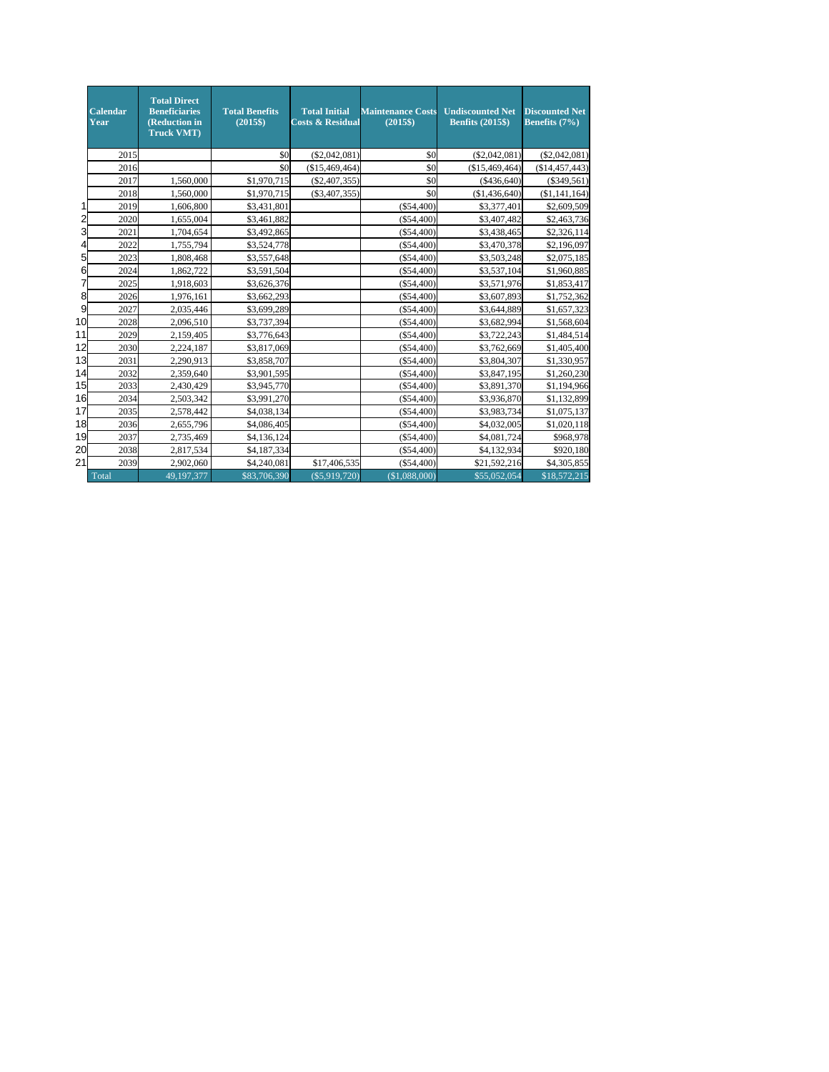| | Calendar Year | Total Direct Beneficiaries (Reduction in Truck VMT) | Total Benefits (2015$) | Total Initial Costs & Residual | Maintenance Costs (2015$) | Undiscounted Net Benfits (2015$) | Discounted Net Benefits (7%) |
|---|---|---|---|---|---|---|---|
| | 2015 | | $0 | ($2,042,081) | $0 | ($2,042,081) | ($2,042,081) |
| | 2016 | | $0 | ($15,469,464) | $0 | ($15,469,464) | ($14,457,443) |
| | 2017 | 1,560,000 | $1,970,715 | ($2,407,355) | $0 | ($436,640) | ($349,561) |
| | 2018 | 1,560,000 | $1,970,715 | ($3,407,355) | $0 | ($1,436,640) | ($1,141,164) |
| 1 | 2019 | 1,606,800 | $3,431,801 | | ($54,400) | $3,377,401 | $2,609,509 |
| 2 | 2020 | 1,655,004 | $3,461,882 | | ($54,400) | $3,407,482 | $2,463,736 |
| 3 | 2021 | 1,704,654 | $3,492,865 | | ($54,400) | $3,438,465 | $2,326,114 |
| 4 | 2022 | 1,755,794 | $3,524,778 | | ($54,400) | $3,470,378 | $2,196,097 |
| 5 | 2023 | 1,808,468 | $3,557,648 | | ($54,400) | $3,503,248 | $2,075,185 |
| 6 | 2024 | 1,862,722 | $3,591,504 | | ($54,400) | $3,537,104 | $1,960,885 |
| 7 | 2025 | 1,918,603 | $3,626,376 | | ($54,400) | $3,571,976 | $1,853,417 |
| 8 | 2026 | 1,976,161 | $3,662,293 | | ($54,400) | $3,607,893 | $1,752,362 |
| 9 | 2027 | 2,035,446 | $3,699,289 | | ($54,400) | $3,644,889 | $1,657,323 |
| 10 | 2028 | 2,096,510 | $3,737,394 | | ($54,400) | $3,682,994 | $1,568,604 |
| 11 | 2029 | 2,159,405 | $3,776,643 | | ($54,400) | $3,722,243 | $1,484,514 |
| 12 | 2030 | 2,224,187 | $3,817,069 | | ($54,400) | $3,762,669 | $1,405,400 |
| 13 | 2031 | 2,290,913 | $3,858,707 | | ($54,400) | $3,804,307 | $1,330,957 |
| 14 | 2032 | 2,359,640 | $3,901,595 | | ($54,400) | $3,847,195 | $1,260,230 |
| 15 | 2033 | 2,430,429 | $3,945,770 | | ($54,400) | $3,891,370 | $1,194,966 |
| 16 | 2034 | 2,503,342 | $3,991,270 | | ($54,400) | $3,936,870 | $1,132,899 |
| 17 | 2035 | 2,578,442 | $4,038,134 | | ($54,400) | $3,983,734 | $1,075,137 |
| 18 | 2036 | 2,655,796 | $4,086,405 | | ($54,400) | $4,032,005 | $1,020,118 |
| 19 | 2037 | 2,735,469 | $4,136,124 | | ($54,400) | $4,081,724 | $968,978 |
| 20 | 2038 | 2,817,534 | $4,187,334 | | ($54,400) | $4,132,934 | $920,180 |
| 21 | 2039 | 2,902,060 | $4,240,081 | $17,406,535 | ($54,400) | $21,592,216 | $4,305,855 |
| | Total | 49,197,377 | $83,706,390 | ($5,919,720) | ($1,088,000) | $55,052,054 | $18,572,215 |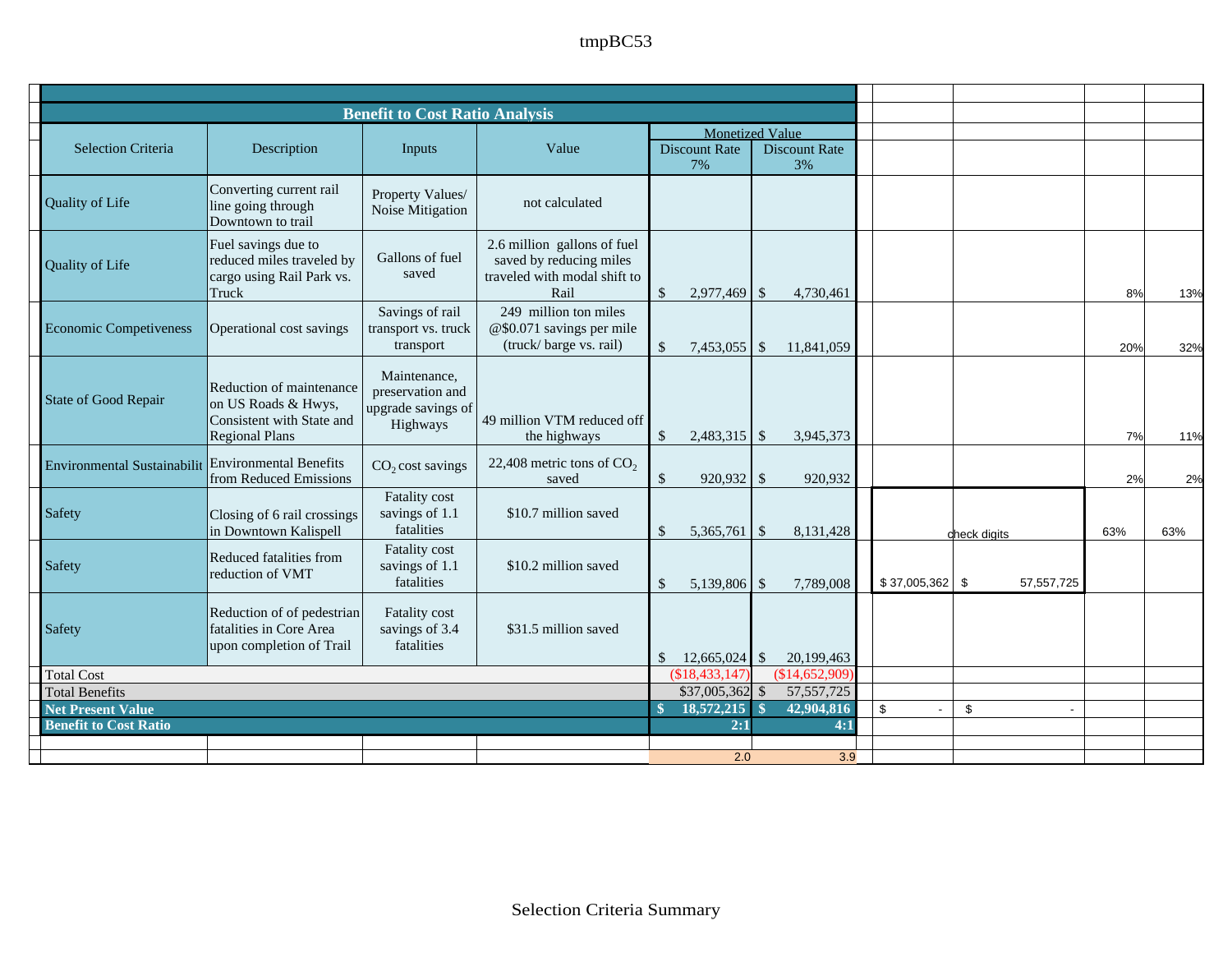## Benefit to Cost Ratio Analysis

| Selection Criteria | Description | Inputs | Value | Monetized Value: Discount Rate 7% | Monetized Value: Discount Rate 3% | | | | |
|---|---|---|---|---|---|---|---|---|---|
| Quality of Life | Converting current rail line going through Downtown to trail | Property Values/ Noise Mitigation | not calculated | | | | | | |
| Quality of Life | Fuel savings due to reduced miles traveled by cargo using Rail Park vs. Truck | Gallons of fuel saved | 2.6 million gallons of fuel saved by reducing miles traveled with modal shift to Rail | $ 2,977,469 | $ 4,730,461 | | | 8% | 13% |
| Economic Competiveness | Operational cost savings | Savings of rail transport vs. truck transport | 249 million ton miles @$0.071 savings per mile (truck/ barge vs. rail) | $ 7,453,055 | $ 11,841,059 | | | 20% | 32% |
| State of Good Repair | Reduction of maintenance on US Roads & Hwys, Consistent with State and Regional Plans | Maintenance, preservation and upgrade savings of Highways | 49 million VTM reduced off the highways | $ 2,483,315 | $ 3,945,373 | | | 7% | 11% |
| Environmental Sustainabilit | Environmental Benefits from Reduced Emissions | $CO_2$ cost savings | 22,408 metric tons of $CO_2$ saved | $ 920,932 | $ 920,932 | | | 2% | 2% |
| Safety | Closing of 6 rail crossings in Downtown Kalispell | Fatality cost savings of 1.1 fatalities | $10.7 million saved | $ 5,365,761 | $ 8,131,428 | | check digits | 63% | 63% |
| Safety | Reduced fatalities from reduction of VMT | Fatality cost savings of 1.1 fatalities | $10.2 million saved | $ 5,139,806 | $ 7,789,008 | $ 37,005,362 | $ 57,557,725 | | |
| Safety | Reduction of of pedestrian fatalities in Core Area upon completion of Trail | Fatality cost savings of 3.4 fatalities | $31.5 million saved | $ 12,665,024 | $ 20,199,463 | | | | |
| Total Cost | | | | ($18,433,147) | ($14,652,909) | | | | |
| Total Benefits | | | | $37,005,362 | $ 57,557,725 | | | | |
| **Net Present Value** | | | | **$ 18,572,215** | **$ 42,904,816** | $ - | $ - | | |
| **Benefit to Cost Ratio** | | | | **2:1** | **4:1** | | | | |
| | | | | 2.0 | 3.9 | | | | |

Selection Criteria Summary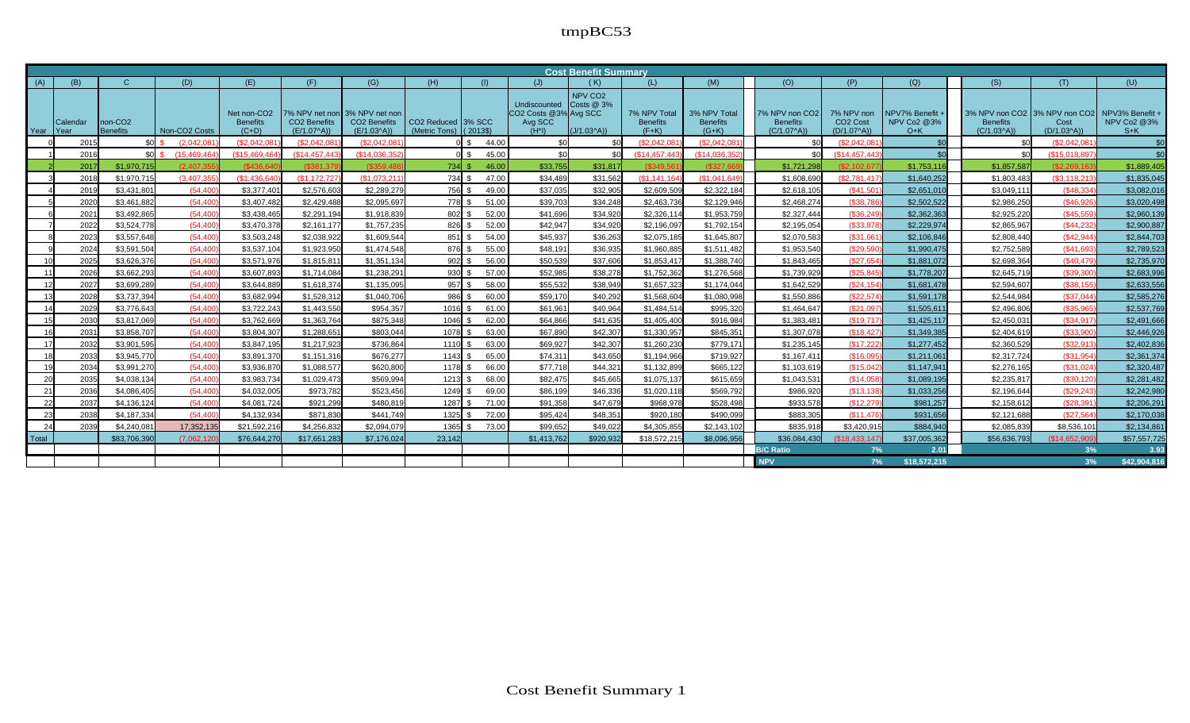# Cost Benefit Summary

| Year | Calendar Year | non-CO2 Benefits | Non-CO2 Costs | Net non-CO2 Benefits (C+D) | 7% NPV net non CO2 Benefits (E/1.07^A)) | 3% NPV net non CO2 Benefits (E/1.03^A)) | CO2 Reduced (Metric Tons) | 3% SCC (2013$) | Undiscounted CO2 Costs @3% Avg SCC (H*I) | NPV CO2 Costs @ 3% Avg SCC (J/1.03^A)) | 7% NPV Total Benefits (F+K) | 3% NPV Total Benefits (G+K) | 7% NPV non CO2 Benefits (C/1.07^A)) | 7% NPV non CO2 Cost (D/1.07^A)) | NPV7% Benefit + NPV Co2 @3% O+K | 3% NPV non CO2 Benefits (C/1.03^A)) | 3% NPV non CO2 Cost (D/1.03^A)) | NPV3% Benefit + NPV Co2 @3% S+K |
|---|---|---|---|---|---|---|---|---|---|---|---|---|---|---|---|---|---|---|
| (A) | (B) | C | (D) | (E) | (F) | (G) | (H) | (I) | (J) | (K) | (L) | (M) | (O) | (P) | (Q) | (S) | (T) | (U) |
| 0 | 2015 | $0 | $ (2,042,081) | ($2,042,081) | ($2,042,081) | ($2,042,081) | 0 | $ 44.00 | $0 | $0 | ($2,042,081) | ($2,042,081) | $0 | ($2,042,081) | $0 | $0 | ($2,042,081) | $0 |
| 1 | 2016 | $0 | $ (15,469,464) | ($15,469,464) | ($14,457,443) | ($14,036,352) | 0 | $ 45.00 | $0 | $0 | ($14,457,443) | ($14,036,352) | $0 | ($14,457,443) | $0 | $0 | ($15,018,897) | $0 |
| 2 | 2017 | $1,970,715 | (2,407,355) | ($436,640) | ($381,379) | ($359,486) | 734 | $ 46.00 | $33,755 | $31,817 | ($349,561) | ($327,669) | $1,721,298 | ($2,102,677) | $1,753,116 | $1,857,587 | ($2,269,163) | $1,889,405 |
| 3 | 2018 | $1,970,715 | (3,407,355) | ($1,436,640) | ($1,172,727) | ($1,073,211) | 734 | $ 47.00 | $34,489 | $31,562 | ($1,141,164) | ($1,041,649) | $1,608,690 | ($2,781,417) | $1,640,252 | $1,803,483 | ($3,118,213) | $1,835,045 |
| 4 | 2019 | $3,431,801 | (54,400) | $3,377,401 | $2,576,603 | $2,289,279 | 756 | $ 49.00 | $37,035 | $32,905 | $2,609,509 | $2,322,184 | $2,618,105 | ($41,501) | $2,651,010 | $3,049,111 | ($48,334) | $3,082,016 |
| 5 | 2020 | $3,461,882 | (54,400) | $3,407,482 | $2,429,488 | $2,095,697 | 778 | $ 51.00 | $39,703 | $34,248 | $2,463,736 | $2,129,946 | $2,468,274 | ($38,786) | $2,502,522 | $2,986,250 | ($46,926) | $3,020,498 |
| 6 | 2021 | $3,492,865 | (54,400) | $3,438,465 | $2,291,194 | $1,918,839 | 802 | $ 52.00 | $41,696 | $34,920 | $2,326,114 | $1,953,759 | $2,327,444 | ($36,249) | $2,362,363 | $2,925,220 | ($45,559) | $2,960,139 |
| 7 | 2022 | $3,524,778 | (54,400) | $3,470,378 | $2,161,177 | $1,757,235 | 826 | $ 52.00 | $42,947 | $34,920 | $2,196,097 | $1,792,154 | $2,195,054 | ($33,878) | $2,229,974 | $2,865,967 | ($44,232) | $2,900,887 |
| 8 | 2023 | $3,557,648 | (54,400) | $3,503,248 | $2,038,922 | $1,609,544 | 851 | $ 54.00 | $45,937 | $36,263 | $2,075,185 | $1,645,807 | $2,070,583 | ($31,661) | $2,106,846 | $2,808,440 | ($42,944) | $2,844,703 |
| 9 | 2024 | $3,591,504 | (54,400) | $3,537,104 | $1,923,950 | $1,474,548 | 876 | $ 55.00 | $48,191 | $36,935 | $1,960,885 | $1,511,482 | $1,953,540 | ($29,590) | $1,990,475 | $2,752,589 | ($41,693) | $2,789,523 |
| 10 | 2025 | $3,626,376 | (54,400) | $3,571,976 | $1,815,811 | $1,351,134 | 902 | $ 56.00 | $50,539 | $37,606 | $1,853,417 | $1,388,740 | $1,843,465 | ($27,654) | $1,881,072 | $2,698,364 | ($40,479) | $2,735,970 |
| 11 | 2026 | $3,662,293 | (54,400) | $3,607,893 | $1,714,084 | $1,238,291 | 930 | $ 57.00 | $52,985 | $38,278 | $1,752,362 | $1,276,568 | $1,739,929 | ($25,845) | $1,778,207 | $2,645,719 | ($39,300) | $2,683,996 |
| 12 | 2027 | $3,699,289 | (54,400) | $3,644,889 | $1,618,374 | $1,135,095 | 957 | $ 58.00 | $55,532 | $38,949 | $1,657,323 | $1,174,044 | $1,642,529 | ($24,154) | $1,681,478 | $2,594,607 | ($38,155) | $2,633,556 |
| 13 | 2028 | $3,737,394 | (54,400) | $3,682,994 | $1,528,312 | $1,040,706 | 986 | $ 60.00 | $59,170 | $40,292 | $1,568,604 | $1,080,998 | $1,550,886 | ($22,574) | $1,591,178 | $2,544,984 | ($37,044) | $2,585,276 |
| 14 | 2029 | $3,776,643 | (54,400) | $3,722,243 | $1,443,550 | $954,357 | 1016 | $ 61.00 | $61,961 | $40,964 | $1,484,514 | $995,320 | $1,464,647 | ($21,097) | $1,505,611 | $2,496,806 | ($35,965) | $2,537,769 |
| 15 | 2030 | $3,817,069 | (54,400) | $3,762,669 | $1,363,764 | $875,348 | 1046 | $ 62.00 | $64,866 | $41,635 | $1,405,400 | $916,984 | $1,383,481 | ($19,717) | $1,425,117 | $2,450,031 | ($34,917) | $2,491,666 |
| 16 | 2031 | $3,858,707 | (54,400) | $3,804,307 | $1,288,651 | $803,044 | 1078 | $ 63.00 | $67,890 | $42,307 | $1,330,957 | $845,351 | $1,307,078 | ($18,427) | $1,349,385 | $2,404,619 | ($33,900) | $2,446,926 |
| 17 | 2032 | $3,901,595 | (54,400) | $3,847,195 | $1,217,923 | $736,864 | 1110 | $ 63.00 | $69,927 | $42,307 | $1,260,230 | $779,171 | $1,235,145 | ($17,222) | $1,277,452 | $2,360,529 | ($32,913) | $2,402,836 |
| 18 | 2033 | $3,945,770 | (54,400) | $3,891,370 | $1,151,316 | $676,277 | 1143 | $ 65.00 | $74,311 | $43,650 | $1,194,966 | $719,927 | $1,167,411 | ($16,095) | $1,211,061 | $2,317,724 | ($31,954) | $2,361,374 |
| 19 | 2034 | $3,991,270 | (54,400) | $3,936,870 | $1,088,577 | $620,800 | 1178 | $ 66.00 | $77,718 | $44,321 | $1,132,899 | $665,122 | $1,103,619 | ($15,042) | $1,147,941 | $2,276,165 | ($31,024) | $2,320,487 |
| 20 | 2035 | $4,038,134 | (54,400) | $3,983,734 | $1,029,473 | $569,994 | 1213 | $ 68.00 | $82,475 | $45,665 | $1,075,137 | $615,659 | $1,043,531 | ($14,058) | $1,089,195 | $2,235,817 | ($30,120) | $2,281,482 |
| 21 | 2036 | $4,086,405 | (54,400) | $4,032,005 | $973,782 | $523,456 | 1249 | $ 69.00 | $86,199 | $46,336 | $1,020,118 | $569,792 | $986,920 | ($13,138) | $1,033,256 | $2,196,644 | ($29,243) | $2,242,980 |
| 22 | 2037 | $4,136,124 | (54,400) | $4,081,724 | $921,299 | $480,819 | 1287 | $ 71.00 | $91,358 | $47,679 | $968,978 | $528,498 | $933,578 | ($12,279) | $981,257 | $2,158,612 | ($28,391) | $2,206,291 |
| 23 | 2038 | $4,187,334 | (54,400) | $4,132,934 | $871,830 | $441,749 | 1325 | $ 72.00 | $95,424 | $48,351 | $920,180 | $490,099 | $883,305 | ($11,476) | $931,656 | $2,121,688 | ($27,564) | $2,170,038 |
| 24 | 2039 | $4,240,081 | 17,352,135 | $21,592,216 | $4,256,832 | $2,094,079 | 1365 | $ 73.00 | $99,652 | $49,022 | $4,305,855 | $2,143,102 | $835,918 | $3,420,915 | $884,940 | $2,085,839 | $8,536,101 | $2,134,861 |
| Total | | $83,706,390 | (7,062,120) | $76,644,270 | $17,651,283 | $7,176,024 | 23,142 | | $1,413,762 | $920,932 | $18,572,215 | $8,096,956 | $36,084,430 | ($18,433,147) | $37,005,362 | $56,636,793 | ($14,652,909) | $57,557,725 |
| | | | | | | | | | | | | | B/C Ratio | 7% | 2.01 | | 3% | 3.93 |
| | | | | | | | | | | | | | NPV | 7% | $18,572,215 | | 3% | $42,904,816 |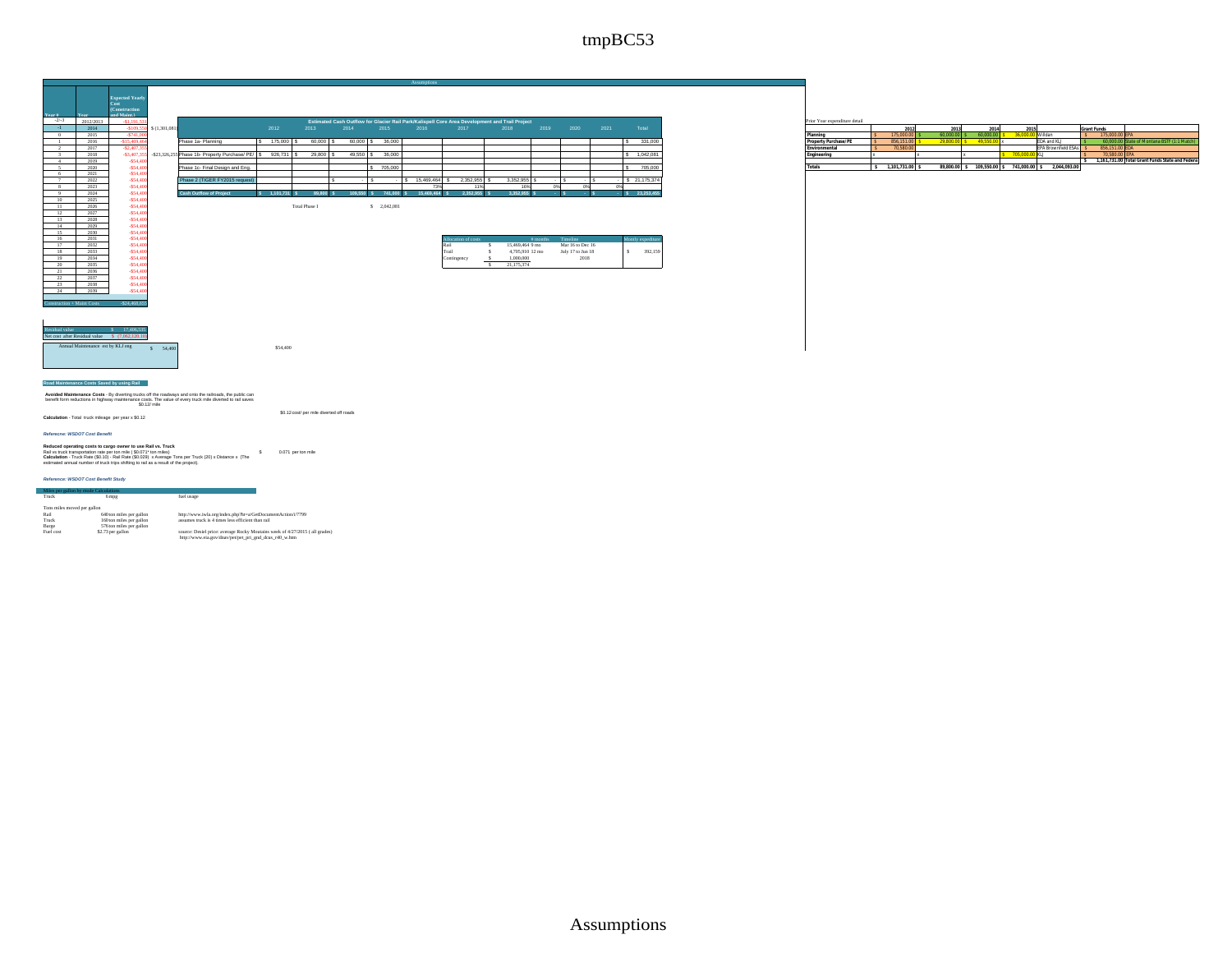# tmpBC53

Assumptions

| Year # | Year | Expected Yearly Cost (Construction and Maint.) |
|---|---|---|
| -2/-3 | 2012/2013 | -$1,191,531 |
| -1 | 2014 | -$109,550 |
| 0 | 2015 | -$741,000 |
| 1 | 2016 | -$15,469,464 |
| 2 | 2017 | -$2,407,355 |
| 3 | 2018 | -$3,407,355 |
| 4 | 2019 | -$54,400 |
| 5 | 2020 | -$54,400 |
| 6 | 2021 | -$54,400 |
| 7 | 2022 | -$54,400 |
| 8 | 2023 | -$54,400 |
| 9 | 2024 | -$54,400 |
| 10 | 2025 | -$54,400 |
| 11 | 2026 | -$54,400 |
| 12 | 2027 | -$54,400 |
| 13 | 2028 | -$54,400 |
| 14 | 2029 | -$54,400 |
| 15 | 2030 | -$54,400 |
| 16 | 2031 | -$54,400 |
| 17 | 2032 | -$54,400 |
| 18 | 2033 | -$54,400 |
| 19 | 2034 | -$54,400 |
| 20 | 2035 | -$54,400 |
| 21 | 2036 | -$54,400 |
| 22 | 2037 | -$54,400 |
| 23 | 2038 | -$54,400 |
| 24 | 2039 | -$54,400 |
| Construction + Maint Costs | | -$24,468,955 |

$ (1,301,081)

-$23,326,255

| Residual value | $ 17,406,035 |
|---|---|
| Net cost after Residual value | $ (7,062,120.38) |

Annual Maintenance est by KLJ eng $ 54,400

$54,400

**Estimated Cash Outflow for Glacier Rail Park/Kalispell Core Area Development and Trail Project**

| | 2012 | 2013 | 2014 | 2015 | 2016 | 2017 | 2018 | 2019 | 2020 | 2021 | Total |
|---|---|---|---|---|---|---|---|---|---|---|---|
| Phase 1a- Planning | $ 175,000 | $ 60,000 | $ 60,000 | $ 36,000 | | | | | | | $ 331,000 |
| Phase 1b- Property Purchase/ PE/ | $ 926,731 | $ 29,800 | $ 49,550 | $ 36,000 | | | | | | | $ 1,042,081 |
| Phase 1c- Final Design and Eng. | | | | $ 705,000 | | | | | | | $ 705,000 |
| Phase 2 (TIGER FY2015 request) | | | $ - | $ - | $ 15,469,464 | $ 2,352,955 | $ 3,352,955 | $ - | $ - | $ - | $ 21,175,374 |
| | | | | | 73% | 11% | 16% | 0% | 0% | 0% | |
| Cash Outflow of Project | $ 1,101,731 | $ 89,800 | $ 109,550 | $ 741,000 | $ 15,469,464 | $ 2,352,955 | $ 3,352,955 | $ - | $ - | $ - | $ 23,253,455 |

Total Phase I $ 2,042,081

| Allocation of costs | | # months | Timeline | Montly expenditure |
|---|---|---|---|---|
| Rail | $ 15,469,464 | 9 mo | Mar 16 to Dec 16 | |
| Trail | $ 4,705,910 | 12 mo | July 17 to Jun 18 | $ 392,159 |
| Contingency | $ 1,000,000 | | 2018 | |
| | $ 21,175,374 | | | |

Prior Year expenditure detail

| | 2012 | 2013 | 2014 | 2015 | | Grant Funds | |
|---|---|---|---|---|---|---|---|
| Planning | $ 175,000.00 | $ 60,000.00 | $ 60,000.00 | $ 36,000.00 | Willdan | $ 175,000.00 | EPA |
| Property Purchase/ PE | $ 856,151.00 | $ 29,800.00 | $ 49,550.00 | x | EDA and KLJ | $ 60,000.00 | State of Montana BSTF (1:1 Match) |
| Environmental | $ 70,580.00 | | | | EPA Brownfield ESAs | $ 856,151.00 | EDA |
| Engineering | x | x | x | $ 705,000.00 | KLJ | $ 70,580.00 | EPA |
| | | | | | | $ 1,161,731.00 | Total Grant Funds State and Federal |
| Totals | $ 1,101,731.00 | $ 89,800.00 | $ 109,550.00 | $ 741,000.00 | $ 2,044,093.00 | | |

**Road Maintenance Costs Saved by using Rail**

**Avoided Maintenance Costs** - By diverting trucks off the roadways and onto the railroads, the public can benefit form reductions in highway maintenance costs. The value of every truck mile diverted to rail saves $0.12/ mile

$0.12 cost/ per mile diverted off roads

**Calculation** - Total truck mileage per year x $0.12

***Referecne: WSDOT Cost Benefit***

**Reduced operating costs to cargo owner to use Rail vs. Truck**

Rail vs truck transportation rate per ton mile ( $0.071* ton miles) $ 0.071 per ton mile

**Calculation** - Truck Rate ($0.10) - Rail Rate ($0.029) x Average Tons per Truck (20) x Distance x (The estimated annual number of truck trips shifting to rail as a result of the project).

***Reference: WSDOT Cost Benefit Study***

Miles per gallon by mode Calculations

| Truck | 6 mpg | fuel usage |
|---|---|---|

Tons miles moved per gallon

| | | |
|---|---|---|
| Rail | 640 ton miles per gallon | http://www.iwla.org/index.php?ht=a/GetDocumentAction/i/7799 |
| Truck | 160 ton miles per gallon | assumes truck is 4 times less efficient than rail |
| Barge | 576 ton miles per gallon | |
| Fuel cost | $2.73 per gallon | source: Deisel price: average Rocky Mountains week of 4/27/2015 ( all grades) http://www.eia.gov/dnav/pet/pet_pri_gnd_dcus_r40_w.htm |

Assumptions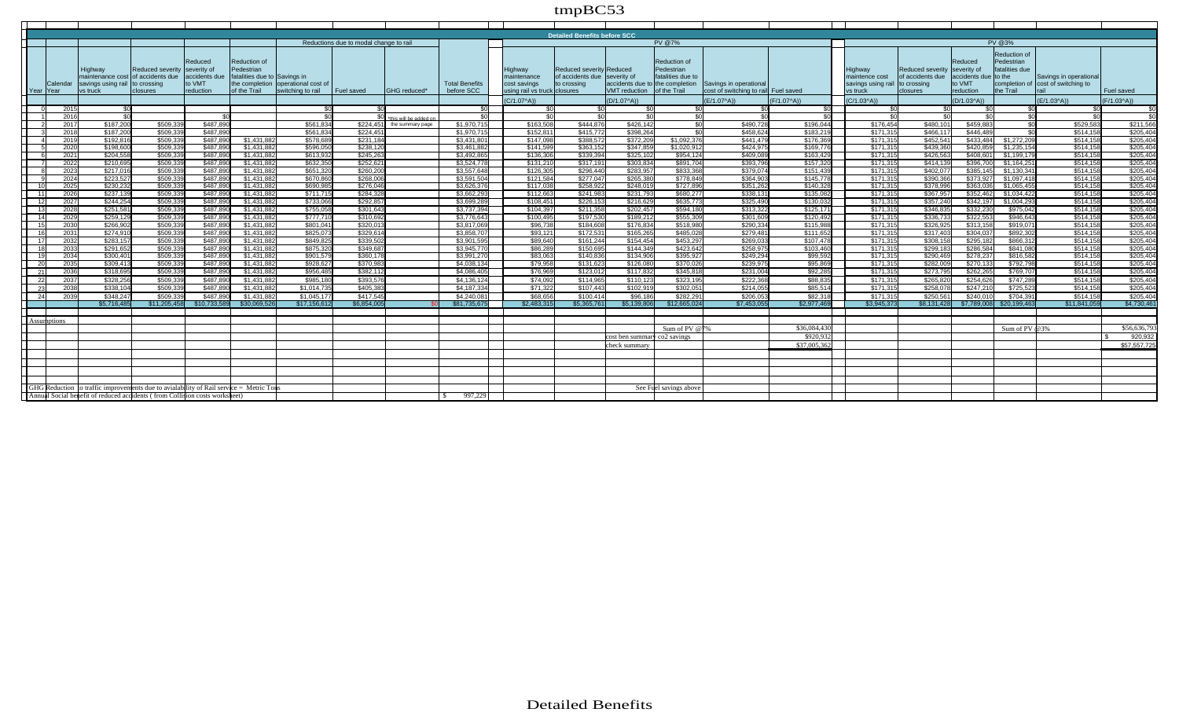# tmpBC53

| | | Reductions due to modal change to rail | | | | | | | | Detailed Benefits before SCC | | PV @7% | | | | | | PV @3% | | | | | |
|---|---|---|---|---|---|---|---|---|---|---|---|---|---|---|---|---|---|---|---|---|---|---|---|
| Year | Calendar Year | Highway maintenance cost savings using rail vs truck | Reduced severity of accidents due to crossing closures | Reduced severity of accidents due to VMT reduction | Reduction of Pedestrian fatalities due to the completion of the Trail | Savings in operational cost of switching to rail | Fuel saved | GHG reduced* | Total Benefits before SCC | Highway maintenance cost savings using rail vs truck | Reduced severity of accidents due to crossing closures | Reduced severity of accidents due to VMT reduction | Reduction of Pedestrian fatalities due to the completion of the Trail | Savings in operational cost of switching to rail | Fuel saved | Highway maintence cost savings using rail vs truck | Reduced severity of accidents due to crossing closures | Reduced severity of accidents due to VMT reduction | Reduction of Pedestrian fatalities due to the completion of the Trail | Savings in operational cost of switching to rail | Fuel saved |
| | | | | | | | | | | (C/1.07^A)) | | (D/1.07^A)) | | (E/1.07^A)) | (F/1.07^A)) | (C/1.03^A)) | | (D/1.03^A)) | | (E/1.03^A)) | (F/1.03^A)) |
| 0 | 2015 | $0 | | | | $0 | $0 | | $0 | $0 | $0 | $0 | $0 | $0 | $0 | $0 | $0 | $0 | $0 | $0 | $0 |
| 1 | 2016 | $0 | | $0 | | $0 | $0 | *this will be added on | $0 | $0 | $0 | $0 | $0 | $0 | $0 | $0 | $0 | $0 | $0 | $0 | $0 |
| 2 | 2017 | $187,200 | $509,339 | $487,890 | | $561,834 | $224,451 | the summary page | $1,970,715 | $163,508 | $444,876 | $426,142 | $0 | $490,728 | $196,044 | $176,454 | $480,101 | $459,883 | $0 | $529,583 | $211,566 |
| 3 | 2018 | $187,200 | $509,339 | $487,890 | | $561,834 | $224,451 | | $1,970,715 | $152,811 | $415,772 | $398,264 | $0 | $458,624 | $183,219 | $171,315 | $466,117 | $446,489 | $0 | $514,158 | $205,404 |
| 4 | 2019 | $192,816 | $509,339 | $487,890 | $1,431,882 | $578,689 | $231,184 | | $3,431,801 | $147,098 | $388,572 | $372,209 | $1,092,376 | $441,479 | $176,369 | $171,315 | $452,541 | $433,484 | $1,272,209 | $514,158 | $205,404 |
| 5 | 2020 | $198,600 | $509,339 | $487,890 | $1,431,882 | $596,050 | $238,120 | | $3,461,882 | $141,599 | $363,152 | $347,859 | $1,020,912 | $424,975 | $169,776 | $171,315 | $439,360 | $420,859 | $1,235,154 | $514,158 | $205,404 |
| 6 | 2021 | $204,558 | $509,339 | $487,890 | $1,431,882 | $613,932 | $245,263 | | $3,492,865 | $136,306 | $339,394 | $325,102 | $954,124 | $409,089 | $163,429 | $171,315 | $426,563 | $408,601 | $1,199,179 | $514,158 | $205,404 |
| 7 | 2022 | $210,695 | $509,339 | $487,890 | $1,431,882 | $632,350 | $252,621 | | $3,524,778 | $131,210 | $317,191 | $303,834 | $891,704 | $393,796 | $157,320 | $171,315 | $414,139 | $396,700 | $1,164,251 | $514,158 | $205,404 |
| 8 | 2023 | $217,016 | $509,339 | $487,890 | $1,431,882 | $651,320 | $260,200 | | $3,557,648 | $126,305 | $296,440 | $283,957 | $833,368 | $379,074 | $151,439 | $171,315 | $402,077 | $385,145 | $1,130,341 | $514,158 | $205,404 |
| 9 | 2024 | $223,527 | $509,339 | $487,890 | $1,431,882 | $670,860 | $268,006 | | $3,591,504 | $121,584 | $277,047 | $265,380 | $778,849 | $364,903 | $145,778 | $171,315 | $390,366 | $373,927 | $1,097,418 | $514,158 | $205,404 |
| 10 | 2025 | $230,232 | $509,339 | $487,890 | $1,431,882 | $690,985 | $276,046 | | $3,626,376 | $117,038 | $258,922 | $248,019 | $727,896 | $351,262 | $140,328 | $171,315 | $378,996 | $363,036 | $1,065,455 | $514,158 | $205,404 |
| 11 | 2026 | $237,139 | $509,339 | $487,890 | $1,431,882 | $711,715 | $284,328 | | $3,662,293 | $112,663 | $241,983 | $231,793 | $680,277 | $338,131 | $135,082 | $171,315 | $367,957 | $352,462 | $1,034,422 | $514,158 | $205,404 |
| 12 | 2027 | $244,254 | $509,339 | $487,890 | $1,431,882 | $733,066 | $292,857 | | $3,699,289 | $108,451 | $226,153 | $216,629 | $635,773 | $325,490 | $130,032 | $171,315 | $357,240 | $342,197 | $1,004,293 | $514,158 | $205,404 |
| 13 | 2028 | $251,581 | $509,339 | $487,890 | $1,431,882 | $755,058 | $301,643 | | $3,737,394 | $104,397 | $211,358 | $202,457 | $594,180 | $313,322 | $125,171 | $171,315 | $346,835 | $332,230 | $975,042 | $514,158 | $205,404 |
| 14 | 2029 | $259,129 | $509,339 | $487,890 | $1,431,882 | $777,710 | $310,692 | | $3,776,643 | $100,495 | $197,530 | $189,212 | $555,309 | $301,609 | $120,492 | $171,315 | $336,733 | $322,553 | $946,643 | $514,158 | $205,404 |
| 15 | 2030 | $266,902 | $509,339 | $487,890 | $1,431,882 | $801,041 | $320,013 | | $3,817,069 | $96,738 | $184,608 | $176,834 | $518,980 | $290,334 | $115,988 | $171,315 | $326,925 | $313,158 | $919,071 | $514,158 | $205,404 |
| 16 | 2031 | $274,910 | $509,339 | $487,890 | $1,431,882 | $825,073 | $329,614 | | $3,858,707 | $93,121 | $172,531 | $165,265 | $485,028 | $279,481 | $111,652 | $171,315 | $317,403 | $304,037 | $892,302 | $514,158 | $205,404 |
| 17 | 2032 | $283,157 | $509,339 | $487,890 | $1,431,882 | $849,825 | $339,502 | | $3,901,595 | $89,640 | $161,244 | $154,454 | $453,297 | $269,033 | $107,478 | $171,315 | $308,158 | $295,182 | $866,312 | $514,158 | $205,404 |
| 18 | 2033 | $291,652 | $509,339 | $487,890 | $1,431,882 | $875,320 | $349,687 | | $3,945,770 | $86,289 | $150,695 | $144,349 | $423,642 | $258,975 | $103,460 | $171,315 | $299,183 | $286,584 | $841,080 | $514,158 | $205,404 |
| 19 | 2034 | $300,401 | $509,339 | $487,890 | $1,431,882 | $901,579 | $360,178 | | $3,991,270 | $83,063 | $140,836 | $134,906 | $395,927 | $249,294 | $99,592 | $171,315 | $290,469 | $278,237 | $816,582 | $514,158 | $205,404 |
| 20 | 2035 | $309,413 | $509,339 | $487,890 | $1,431,882 | $928,627 | $370,983 | | $4,038,134 | $79,958 | $131,623 | $126,080 | $370,026 | $239,975 | $95,869 | $171,315 | $282,009 | $270,133 | $792,798 | $514,158 | $205,404 |
| 21 | 2036 | $318,695 | $509,339 | $487,890 | $1,431,882 | $956,485 | $382,112 | | $4,086,405 | $76,969 | $123,012 | $117,832 | $345,818 | $231,004 | $92,285 | $171,315 | $273,795 | $262,265 | $769,707 | $514,158 | $205,404 |
| 22 | 2037 | $328,256 | $509,339 | $487,890 | $1,431,882 | $985,180 | $393,576 | | $4,136,124 | $74,092 | $114,965 | $110,123 | $323,195 | $222,368 | $88,835 | $171,315 | $265,820 | $254,626 | $747,289 | $514,158 | $205,404 |
| 23 | 2038 | $338,104 | $509,339 | $487,890 | $1,431,882 | $1,014,735 | $405,383 | | $4,187,334 | $71,322 | $107,443 | $102,919 | $302,051 | $214,055 | $85,514 | $171,315 | $258,078 | $247,210 | $725,523 | $514,158 | $205,404 |
| 24 | 2039 | $348,247 | $509,339 | $487,890 | $1,431,882 | $1,045,177 | $417,545 | | $4,240,081 | $68,656 | $100,414 | $96,186 | $282,291 | $206,053 | $82,318 | $171,315 | $250,561 | $240,010 | $704,391 | $514,158 | $205,404 |
| | | $5,716,485 | $11,205,458 | $10,733,589 | $30,069,526 | $17,156,612 | $6,854,005 | $0 | $81,735,675 | $2,483,315 | $5,365,761 | $5,139,806 | $12,665,024 | $7,453,055 | $2,977,469 | $3,945,373 | $8,131,428 | $7,789,008 | $20,199,463 | $11,841,059 | $4,730,461 |

Assumptions

| | |
|---|---|
| Sum of PV @7% | $36,084,430 |
| cost ben summary co2 savings | $920,932 |
| check summary | $37,005,362 |
| Sum of PV @3% | $56,636,793 |
| | $ 920,932 |
| | $57,557,725 |

GHG Reduction to traffic improvements due to availability of Rail service = Metric Tons

Annual Social benefit of reduced accidents ( from Collision costs worksheet) $ 997,229

See Fuel savings above

Detailed Benefits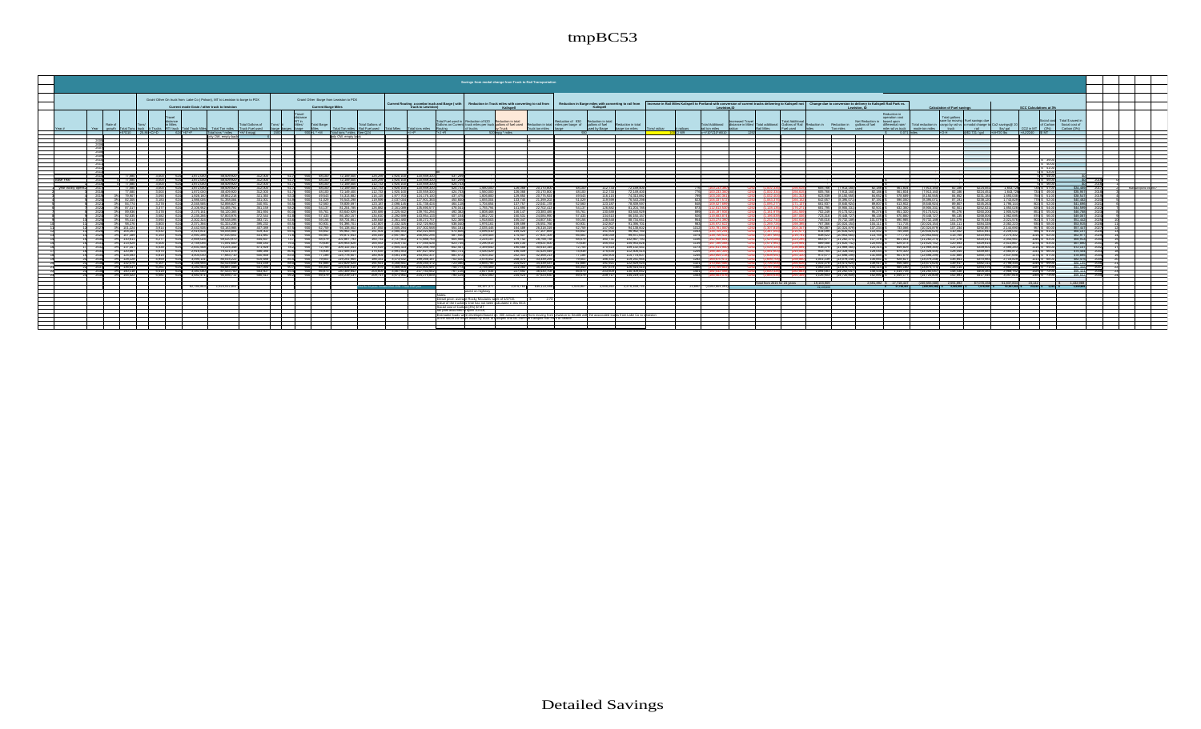# tmpBC53

Savings from modal change from Truck to Rail Transportation

Detailed Savings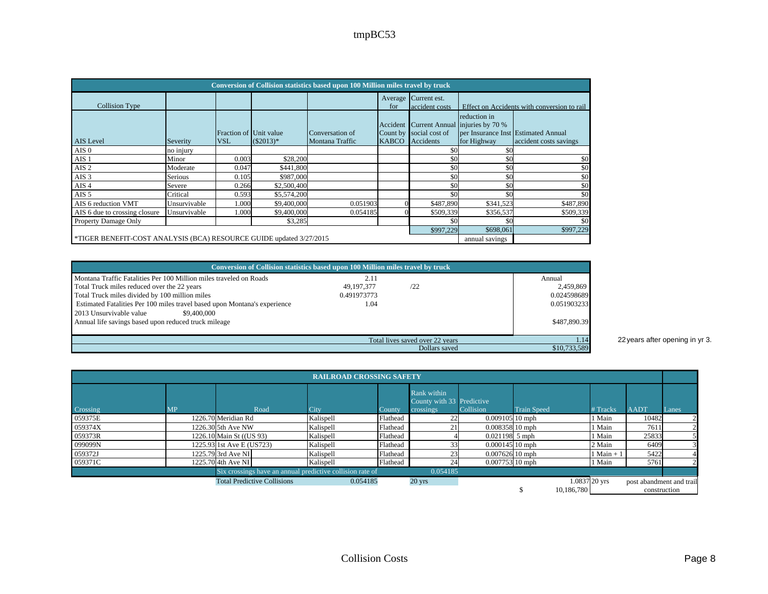tmpBC53

| Conversion of Collision statistics based upon 100 Million miles travel by truck | | | | | | | | |
|---|---|---|---|---|---|---|---|---|
| Collision Type | | | | | Average for | Current est. accident costs | Effect on Accidents with conversion to rail | |
| AIS Level | Severity | Fraction of VSL | Unit value ($2013)* | Conversation of Montana Traffic | Accident Count by KABCO | Current Annual social cost of Accidents | reduction in injuries by 70 % per Insurance Inst for Highway | Estimated Annual accident costs savings |
| AIS 0 | no injury | | | | | $0 | $0 | |
| AIS 1 | Minor | 0.003 | $28,200 | | | $0 | $0 | $0 |
| AIS 2 | Moderate | 0.047 | $441,800 | | | $0 | $0 | $0 |
| AIS 3 | Serious | 0.105 | $987,000 | | | $0 | $0 | $0 |
| AIS 4 | Severe | 0.266 | $2,500,400 | | | $0 | $0 | $0 |
| AIS 5 | Critical | 0.593 | $5,574,200 | | | $0 | $0 | $0 |
| AIS 6 reduction VMT | Unsurvivable | 1.000 | $9,400,000 | 0.051903 | 0 | $487,890 | $341,523 | $487,890 |
| AIS 6 due to crossing closure | Unsurvivable | 1.000 | $9,400,000 | 0.054185 | 0 | $509,339 | $356,537 | $509,339 |
| Property Damage Only | | | $3,285 | | | $0 | $0 | $0 |
| | | | | | | $997,229 | $698,061 | $997,229 |
| *TIGER BENEFIT-COST ANALYSIS (BCA) RESOURCE GUIDE updated 3/27/2015 | | | | | | | annual savings | |

| Conversion of Collision statistics based upon 100 Million miles travel by truck | | | |
|---|---|---|---|
| Montana Traffic Fatalities Per 100 Million miles traveled on Roads | 2.11 | | Annual |
| Total Truck miles reduced over the 22 years | 49,197,377 | /22 | 2,459,869 |
| Total Truck miles divided by 100 million miles | 0.491973773 | | 0.024598689 |
| Estimated Fatalities Per 100 miles travel based upon Montana's experience | 1.04 | | 0.051903233 |
| 2013 Unsurvivable value $9,400,000 | | | |
| Annual life savings based upon reduced truck mileage | | | $487,890.39 |
| | | Total lives saved over 22 years | 1.14 |
| | | Dollars saved | $10,733,589 |

22 years after opening in yr 3.

| RAILROAD CROSSING SAFETY | | | | | | | | | | |
|---|---|---|---|---|---|---|---|---|---|---|
| Crossing | MP | Road | City | County | Rank within County with 33 crossings | Predictive Collision | Train Speed | # Tracks | AADT | Lanes |
| 059375E | 1226.70 | Meridian Rd | Kalispell | Flathead | 22 | 0.009105 | 10 mph | 1 Main | 10482 | 2 |
| 059374X | 1226.30 | 5th Ave NW | Kalispell | Flathead | 21 | 0.008358 | 10 mph | 1 Main | 7611 | 2 |
| 059373R | 1226.10 | Main St ((US 93) | Kalispell | Flathead | 4 | 0.021198 | 5 mph | 1 Main | 25833 | 5 |
| 099099N | 1225.93 | 1st Ave E (US723) | Kalispell | Flathead | 33 | 0.000145 | 10 mph | 2 Main | 6409 | 3 |
| 059372J | 1225.79 | 3rd Ave NI | Kalispell | Flathead | 23 | 0.007626 | 10 mph | 1 Main + 1 | 5422 | 4 |
| 059371C | 1225.70 | 4th Ave NI | Kalispell | Flathead | 24 | 0.007753 | 10 mph | 1 Main | 5761 | 2 |
| | | Six crossings have an annual predictive collision rate of | | | 0.054185 | | | | | |
| | | Total Predictive Collisions | 0.054185 | | 20 yrs | | 1.0837 | 20 yrs | post abandment and trail construction | |
| | | | | | | | $ 10,186,780 | | | |

Collision Costs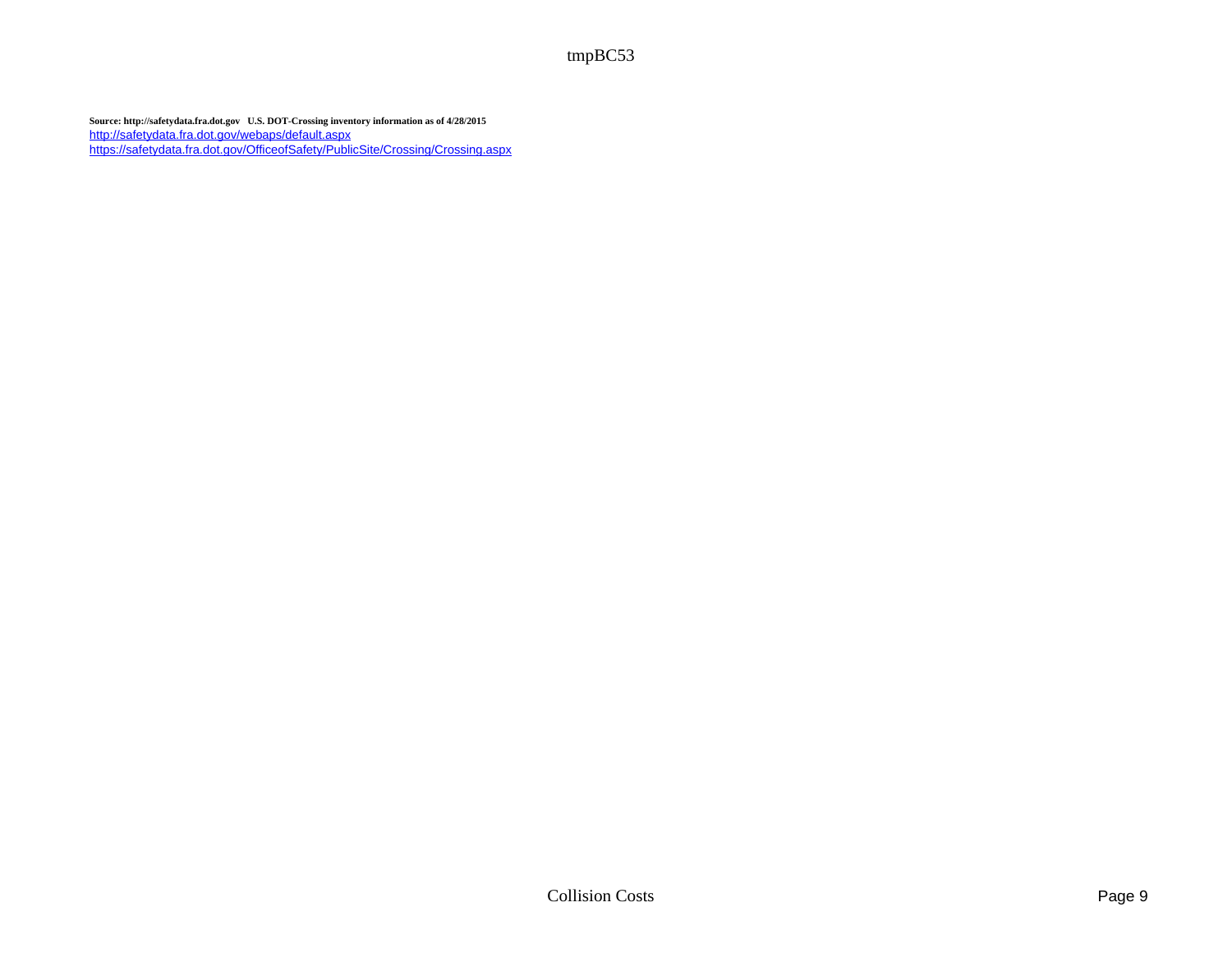**Source: http://safetydata.fra.dot.gov U.S. DOT-Crossing inventory information as of 4/28/2015**

http://safetydata.fra.dot.gov/webaps/default.aspx

https://safetydata.fra.dot.gov/OfficeofSafety/PublicSite/Crossing/Crossing.aspx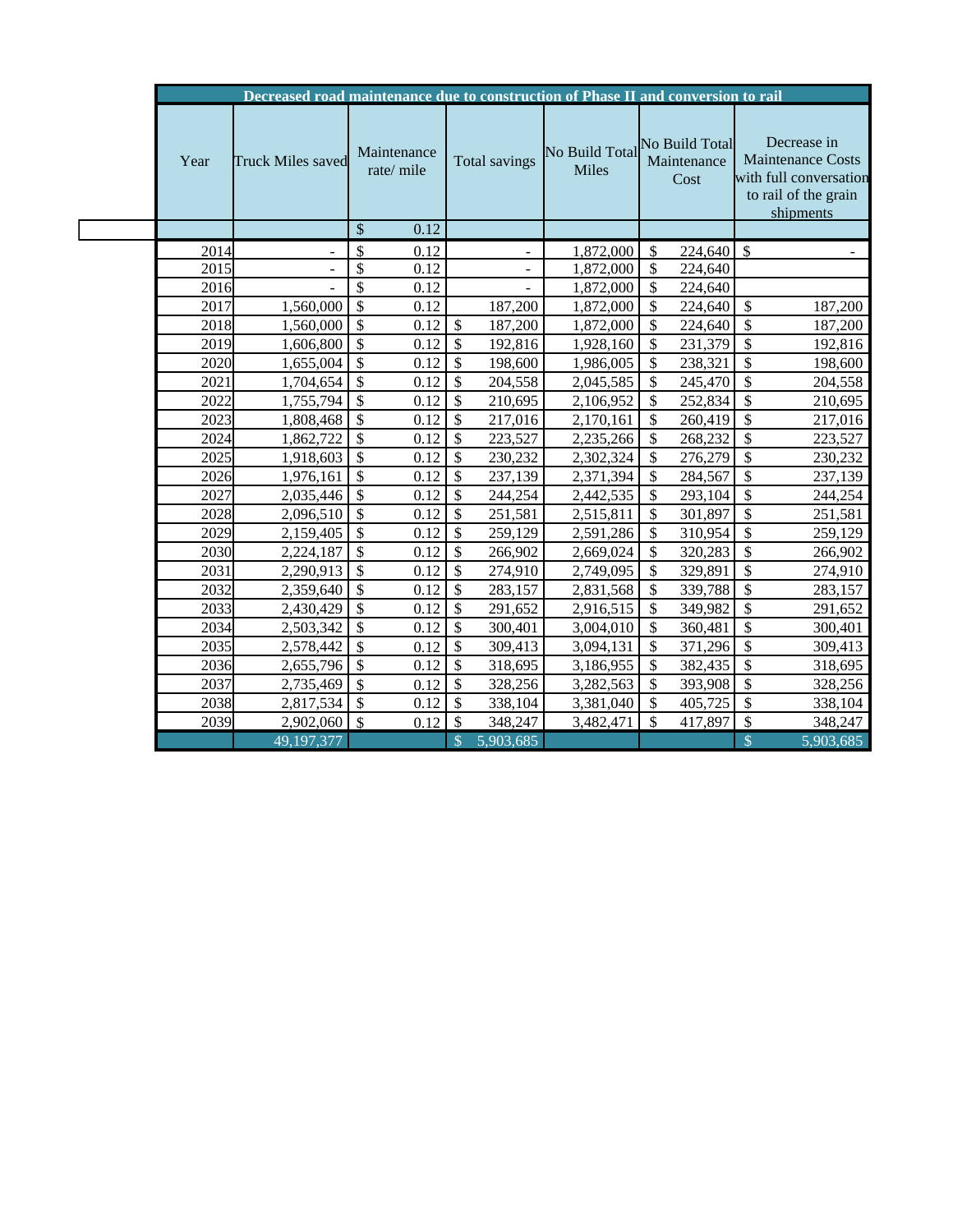| Decreased road maintenance due to construction of Phase II and conversion to rail | | | | | | |
|---|---|---|---|---|---|---|
| Year | Truck Miles saved | Maintenance rate/ mile | Total savings | No Build Total Miles | No Build Total Maintenance Cost | Decrease in Maintenance Costs with full conversation to rail of the grain shipments |
| | | $ 0.12 | | | | |
| 2014 | - | $ 0.12 | - | 1,872,000 | $ 224,640 | $ - |
| 2015 | - | $ 0.12 | - | 1,872,000 | $ 224,640 | |
| 2016 | - | $ 0.12 | - | 1,872,000 | $ 224,640 | |
| 2017 | 1,560,000 | $ 0.12 | 187,200 | 1,872,000 | $ 224,640 | $ 187,200 |
| 2018 | 1,560,000 | $ 0.12 | $ 187,200 | 1,872,000 | $ 224,640 | $ 187,200 |
| 2019 | 1,606,800 | $ 0.12 | $ 192,816 | 1,928,160 | $ 231,379 | $ 192,816 |
| 2020 | 1,655,004 | $ 0.12 | $ 198,600 | 1,986,005 | $ 238,321 | $ 198,600 |
| 2021 | 1,704,654 | $ 0.12 | $ 204,558 | 2,045,585 | $ 245,470 | $ 204,558 |
| 2022 | 1,755,794 | $ 0.12 | $ 210,695 | 2,106,952 | $ 252,834 | $ 210,695 |
| 2023 | 1,808,468 | $ 0.12 | $ 217,016 | 2,170,161 | $ 260,419 | $ 217,016 |
| 2024 | 1,862,722 | $ 0.12 | $ 223,527 | 2,235,266 | $ 268,232 | $ 223,527 |
| 2025 | 1,918,603 | $ 0.12 | $ 230,232 | 2,302,324 | $ 276,279 | $ 230,232 |
| 2026 | 1,976,161 | $ 0.12 | $ 237,139 | 2,371,394 | $ 284,567 | $ 237,139 |
| 2027 | 2,035,446 | $ 0.12 | $ 244,254 | 2,442,535 | $ 293,104 | $ 244,254 |
| 2028 | 2,096,510 | $ 0.12 | $ 251,581 | 2,515,811 | $ 301,897 | $ 251,581 |
| 2029 | 2,159,405 | $ 0.12 | $ 259,129 | 2,591,286 | $ 310,954 | $ 259,129 |
| 2030 | 2,224,187 | $ 0.12 | $ 266,902 | 2,669,024 | $ 320,283 | $ 266,902 |
| 2031 | 2,290,913 | $ 0.12 | $ 274,910 | 2,749,095 | $ 329,891 | $ 274,910 |
| 2032 | 2,359,640 | $ 0.12 | $ 283,157 | 2,831,568 | $ 339,788 | $ 283,157 |
| 2033 | 2,430,429 | $ 0.12 | $ 291,652 | 2,916,515 | $ 349,982 | $ 291,652 |
| 2034 | 2,503,342 | $ 0.12 | $ 300,401 | 3,004,010 | $ 360,481 | $ 300,401 |
| 2035 | 2,578,442 | $ 0.12 | $ 309,413 | 3,094,131 | $ 371,296 | $ 309,413 |
| 2036 | 2,655,796 | $ 0.12 | $ 318,695 | 3,186,955 | $ 382,435 | $ 318,695 |
| 2037 | 2,735,469 | $ 0.12 | $ 328,256 | 3,282,563 | $ 393,908 | $ 328,256 |
| 2038 | 2,817,534 | $ 0.12 | $ 338,104 | 3,381,040 | $ 405,725 | $ 338,104 |
| 2039 | 2,902,060 | $ 0.12 | $ 348,247 | 3,482,471 | $ 417,897 | $ 348,247 |
| | 49,197,377 | | $ 5,903,685 | | | $ 5,903,685 |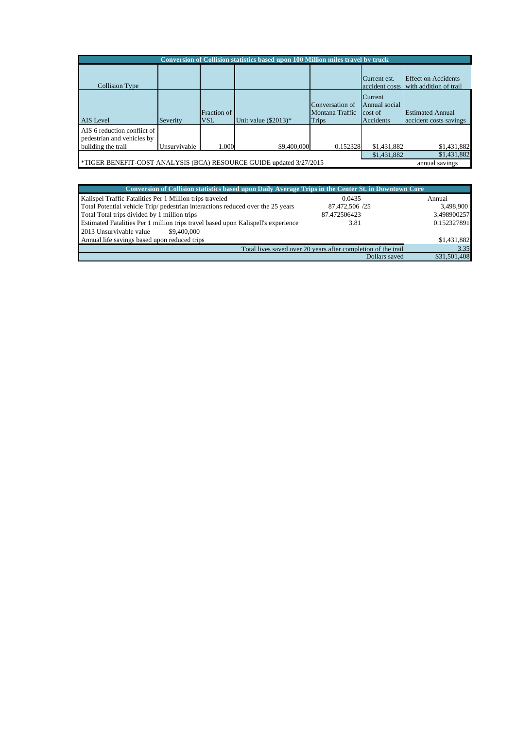| Conversion of Collision statistics based upon 100 Million miles travel by truck | | | | | | |
|---|---|---|---|---|---|---|
| Collision Type | | | | | Current est. accident costs | Effect on Accidents with addition of trail |
| AIS Level | Severity | Fraction of VSL | Unit value ($2013)* | Conversation of Montana Traffic Trips | Current Annual social cost of Accidents | Estimated Annual accident costs savings |
| AIS 6 reduction conflict of pedestrian and vehicles by building the trail | Unsurvivable | 1.000 | $9,400,000 | 0.152328 | $1,431,882 | $1,431,882 |
| | | | | | $1,431,882 | $1,431,882 |
| *TIGER BENEFIT-COST ANALYSIS (BCA) RESOURCE GUIDE updated 3/27/2015 | | | | | | annual savings |

| Conversion of Collision statistics based upon Daily Average Trips in the Center St. in Downtown Core | | |
|---|---|---|
| Kalispel Traffic Fatalities Per 1 Million trips traveled | 0.0435 | Annual |
| Total Potential vehicle Trip/ pedestrian interactions reduced over the 25 years | 87,472,506 /25 | 3,498,900 |
| Total Total trips divided by 1 million trips | 87.472506423 | 3.498900257 |
| Estimated Fatalities Per 1 million trips travel based upon Kalispell's experience | 3.81 | 0.152327891 |
| 2013 Unsurvivable value $9,400,000 | | |
| Annual life savings based upon reduced trips | | $1,431,882 |
| Total lives saved over 20 years after completion of the trail | | 3.35 |
| Dollars saved | | $31,501,408 |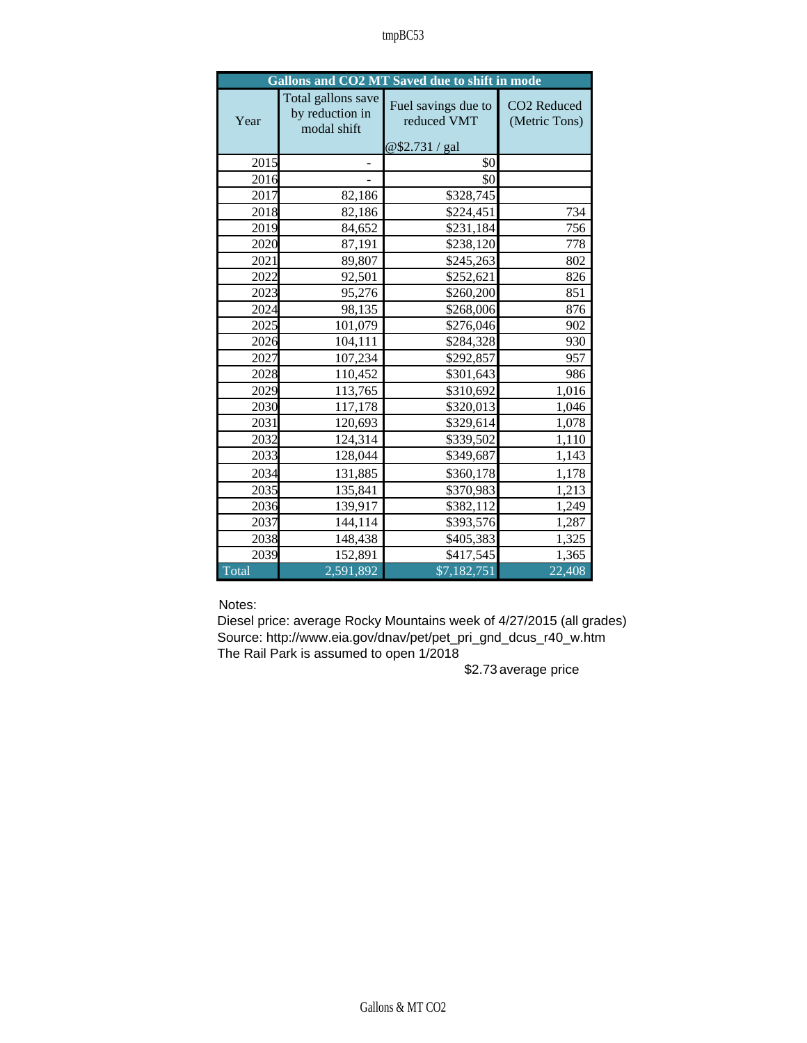| Gallons and $CO_2$ MT Saved due to shift in mode | | | |
|---|---|---|---|
| Year | Total gallons save by reduction in modal shift | Fuel savings due to reduced VMT<br><br>@$2.731 / gal | $CO_2$ Reduced (Metric Tons) |
| 2015 | - | $0 | |
| 2016 | - | $0 | |
| 2017 | 82,186 | $328,745 | |
| 2018 | 82,186 | $224,451 | 734 |
| 2019 | 84,652 | $231,184 | 756 |
| 2020 | 87,191 | $238,120 | 778 |
| 2021 | 89,807 | $245,263 | 802 |
| 2022 | 92,501 | $252,621 | 826 |
| 2023 | 95,276 | $260,200 | 851 |
| 2024 | 98,135 | $268,006 | 876 |
| 2025 | 101,079 | $276,046 | 902 |
| 2026 | 104,111 | $284,328 | 930 |
| 2027 | 107,234 | $292,857 | 957 |
| 2028 | 110,452 | $301,643 | 986 |
| 2029 | 113,765 | $310,692 | 1,016 |
| 2030 | 117,178 | $320,013 | 1,046 |
| 2031 | 120,693 | $329,614 | 1,078 |
| 2032 | 124,314 | $339,502 | 1,110 |
| 2033 | 128,044 | $349,687 | 1,143 |
| 2034 | 131,885 | $360,178 | 1,178 |
| 2035 | 135,841 | $370,983 | 1,213 |
| 2036 | 139,917 | $382,112 | 1,249 |
| 2037 | 144,114 | $393,576 | 1,287 |
| 2038 | 148,438 | $405,383 | 1,325 |
| 2039 | 152,891 | $417,545 | 1,365 |
| Total | 2,591,892 | $7,182,751 | 22,408 |

Notes:
Diesel price: average Rocky Mountains week of 4/27/2015 (all grades)
Source: http://www.eia.gov/dnav/pet/pet_pri_gnd_dcus_r40_w.htm
The Rail Park is assumed to open 1/2018

$2.73 average price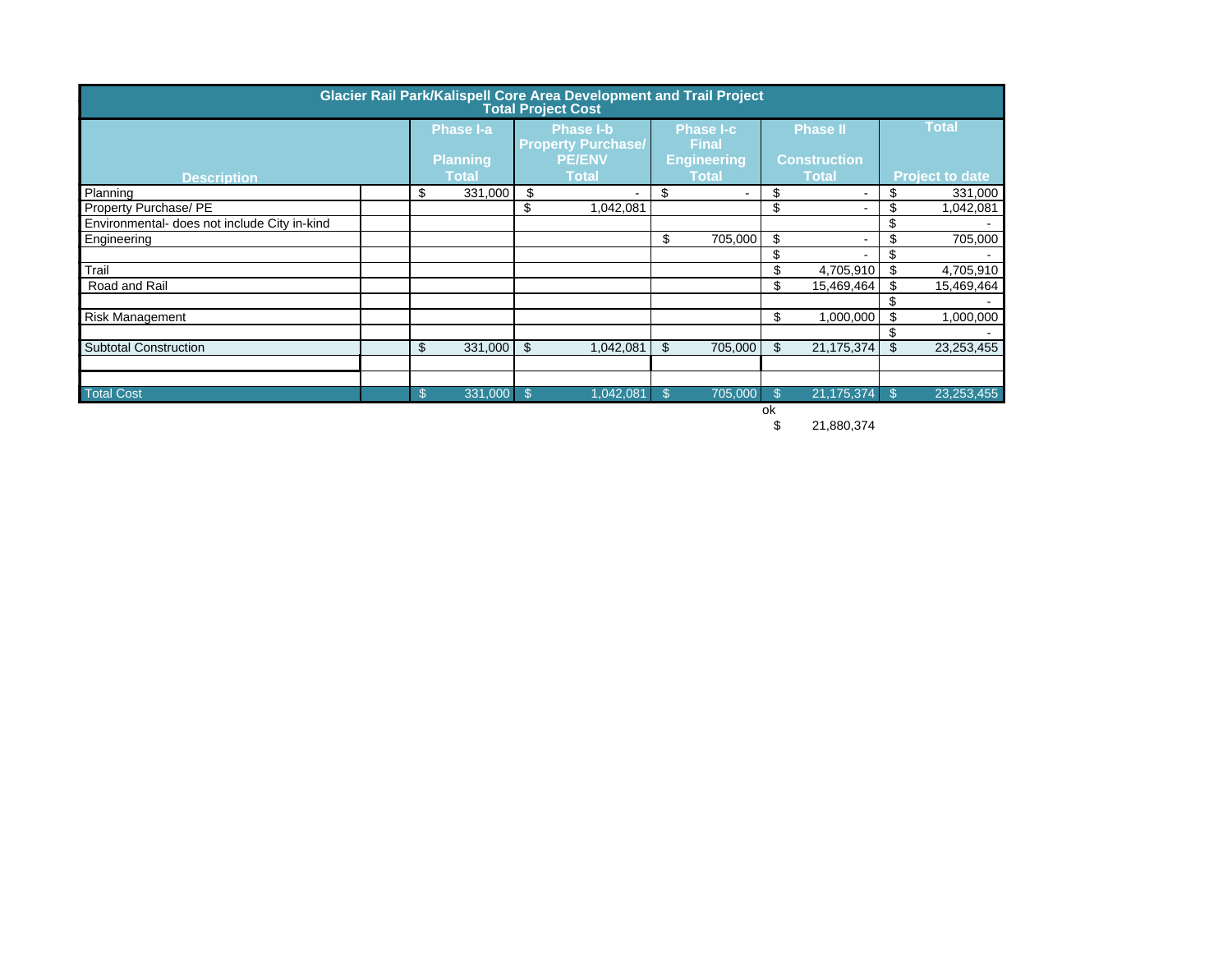| Glacier Rail Park/Kalispell Core Area Development and Trail Project<br>Total Project Cost | | | | | | |
|---|---|---|---|---|---|---|
| Description | | Phase I-a<br>Planning<br>Total | Phase I-b<br>Property Purchase/<br>PE/ENV<br>Total | Phase I-c<br>Final<br>Engineering<br>Total | Phase II<br>Construction<br>Total | Total<br>Project to date |
| Planning | | $ 331,000 | $ - | $ - | $ - | $ 331,000 |
| Property Purchase/ PE | | | $ 1,042,081 | | $ - | $ 1,042,081 |
| Environmental- does not include City in-kind | | | | | | $ - |
| Engineering | | | | $ 705,000 | $ - | $ 705,000 |
| | | | | | $ - | $ - |
| Trail | | | | | $ 4,705,910 | $ 4,705,910 |
| Road and Rail | | | | | $ 15,469,464 | $ 15,469,464 |
| | | | | | | $ - |
| Risk Management | | | | | $ 1,000,000 | $ 1,000,000 |
| | | | | | | $ - |
| Subtotal Construction | | $ 331,000 | $ 1,042,081 | $ 705,000 | $ 21,175,374 | $ 23,253,455 |
| | | | | | | |
| | | | | | | |
| Total Cost | | $ 331,000 | $ 1,042,081 | $ 705,000 | $ 21,175,374 | $ 23,253,455 |
| | | | | | ok | |
| | | | | | $ 21,880,374 | |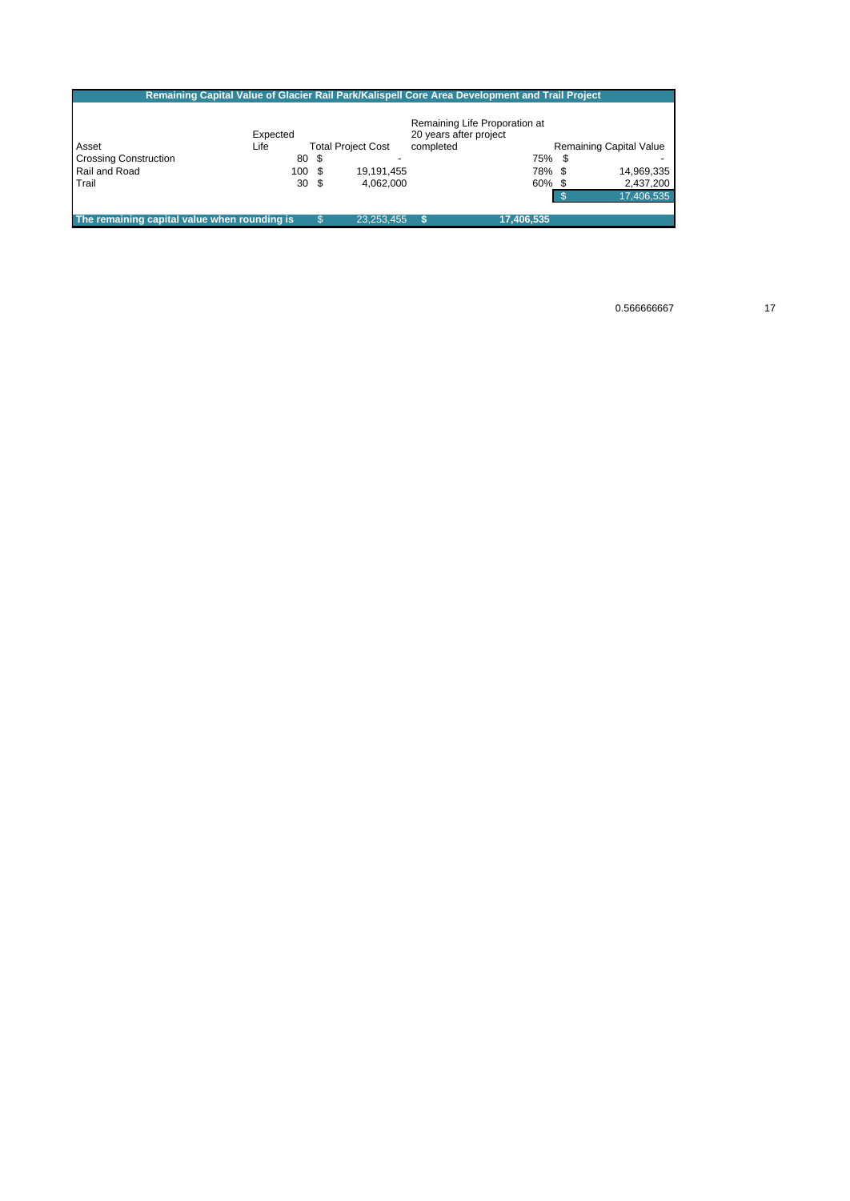| Remaining Capital Value of Glacier Rail Park/Kalispell Core Area Development and Trail Project | | | | |
|---|---|---|---|---|
| Asset | Expected Life | Total Project Cost | Remaining Life Proporation at 20 years after project completed | Remaining Capital Value |
| Crossing Construction | 80 | $ - | 75% | $ - |
| Rail and Road | 100 | $ 19,191,455 | 78% | $ 14,969,335 |
| Trail | 30 | $ 4,062,000 | 60% | $ 2,437,200 |
| | | | | $ 17,406,535 |
| The remaining capital value when rounding is | | $ 23,253,455 | $ 17,406,535 | |

0.566666667 17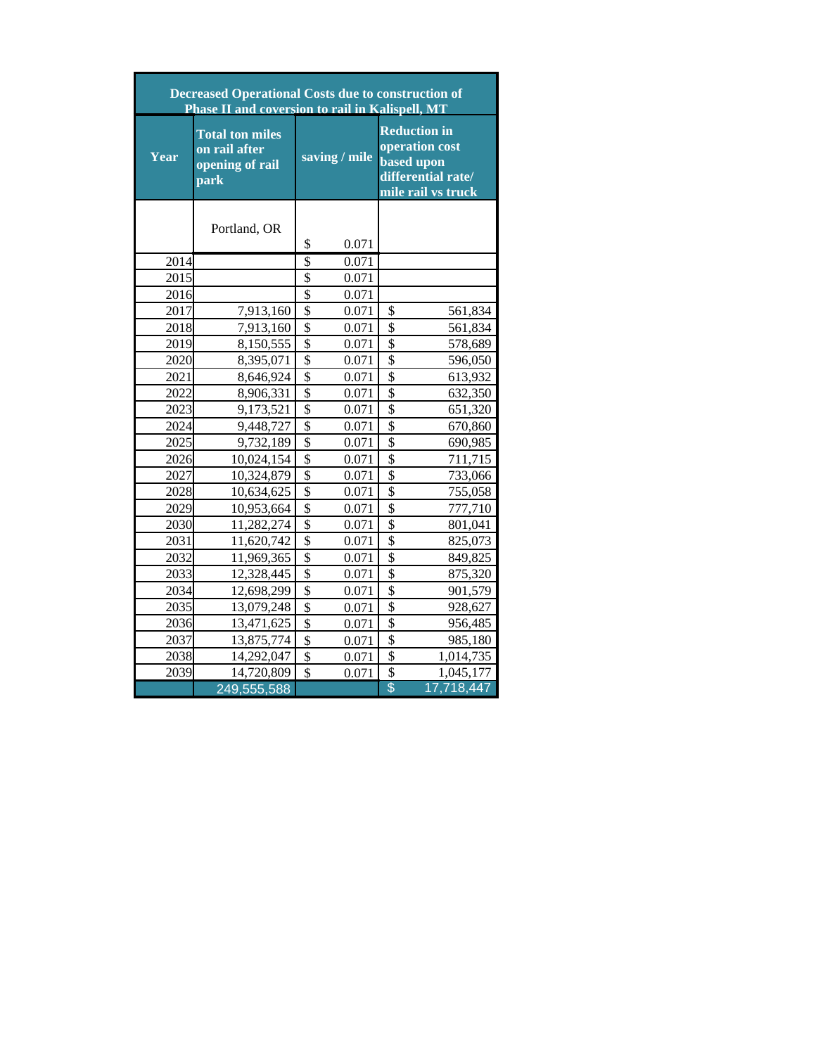| Decreased Operational Costs due to construction of Phase II and coversion to rail in Kalispell, MT | | | |
|---|---|---|---|
| **Year** | **Total ton miles on rail after opening of rail park** | **saving / mile** | **Reduction in operation cost based upon differential rate/ mile rail vs truck** |
| | Portland, OR | $ 0.071 | |
| 2014 | | $ 0.071 | |
| 2015 | | $ 0.071 | |
| 2016 | | $ 0.071 | |
| 2017 | 7,913,160 | $ 0.071 | $ 561,834 |
| 2018 | 7,913,160 | $ 0.071 | $ 561,834 |
| 2019 | 8,150,555 | $ 0.071 | $ 578,689 |
| 2020 | 8,395,071 | $ 0.071 | $ 596,050 |
| 2021 | 8,646,924 | $ 0.071 | $ 613,932 |
| 2022 | 8,906,331 | $ 0.071 | $ 632,350 |
| 2023 | 9,173,521 | $ 0.071 | $ 651,320 |
| 2024 | 9,448,727 | $ 0.071 | $ 670,860 |
| 2025 | 9,732,189 | $ 0.071 | $ 690,985 |
| 2026 | 10,024,154 | $ 0.071 | $ 711,715 |
| 2027 | 10,324,879 | $ 0.071 | $ 733,066 |
| 2028 | 10,634,625 | $ 0.071 | $ 755,058 |
| 2029 | 10,953,664 | $ 0.071 | $ 777,710 |
| 2030 | 11,282,274 | $ 0.071 | $ 801,041 |
| 2031 | 11,620,742 | $ 0.071 | $ 825,073 |
| 2032 | 11,969,365 | $ 0.071 | $ 849,825 |
| 2033 | 12,328,445 | $ 0.071 | $ 875,320 |
| 2034 | 12,698,299 | $ 0.071 | $ 901,579 |
| 2035 | 13,079,248 | $ 0.071 | $ 928,627 |
| 2036 | 13,471,625 | $ 0.071 | $ 956,485 |
| 2037 | 13,875,774 | $ 0.071 | $ 985,180 |
| 2038 | 14,292,047 | $ 0.071 | $ 1,014,735 |
| 2039 | 14,720,809 | $ 0.071 | $ 1,045,177 |
| | 249,555,588 | | $ 17,718,447 |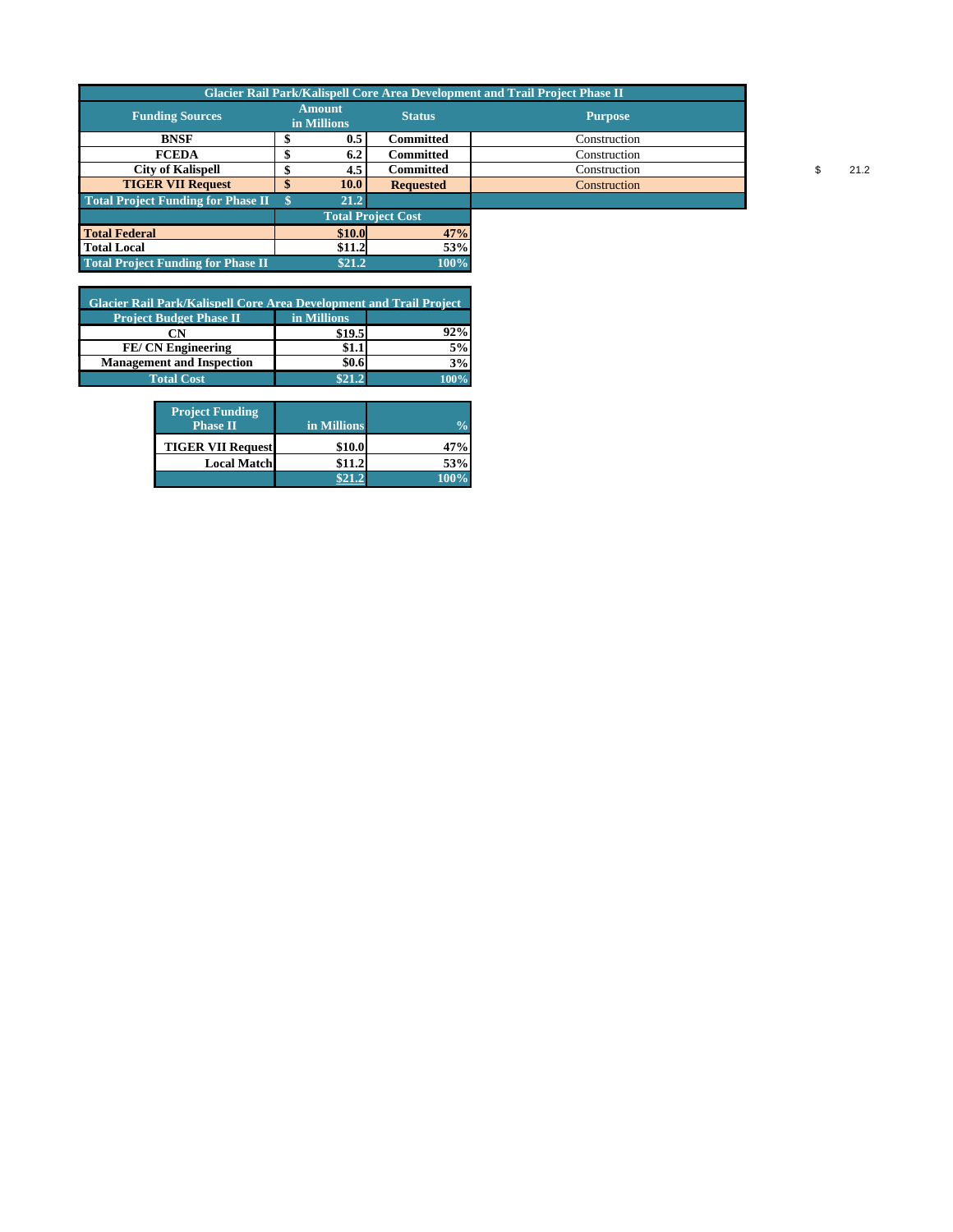| Glacier Rail Park/Kalispell Core Area Development and Trail Project Phase II | | | |
|---|---|---|---|
| **Funding Sources** | **Amount in Millions** | **Status** | **Purpose** |
| **BNSF** | **$ 0.5** | **Committed** | Construction |
| **FCEDA** | **$ 6.2** | **Committed** | Construction |
| **City of Kalispell** | **$ 4.5** | **Committed** | Construction |
| **TIGER VII Request** | **$ 10.0** | **Requested** | Construction |
| **Total Project Funding for Phase II** | **$ 21.2** | | |

$ 21.2

| | Total Project Cost | |
|---|---|---|
| **Total Federal** | **$10.0** | **47%** |
| **Total Local** | **$11.2** | **53%** |
| **Total Project Funding for Phase II** | **$21.2** | **100%** |

| Glacier Rail Park/Kalispell Core Area Development and Trail Project | | |
|---|---|---|
| **Project Budget Phase II** | **in Millions** | |
| **CN** | **$19.5** | **92%** |
| **FE/ CN Engineering** | **$1.1** | **5%** |
| **Management and Inspection** | **$0.6** | **3%** |
| **Total Cost** | **$21.2** | **100%** |

| Project Funding Phase II | in Millions | % |
|---|---|---|
| **TIGER VII Request** | **$10.0** | **47%** |
| **Local Match** | **$11.2** | **53%** |
| | **$21.2** | **100%** |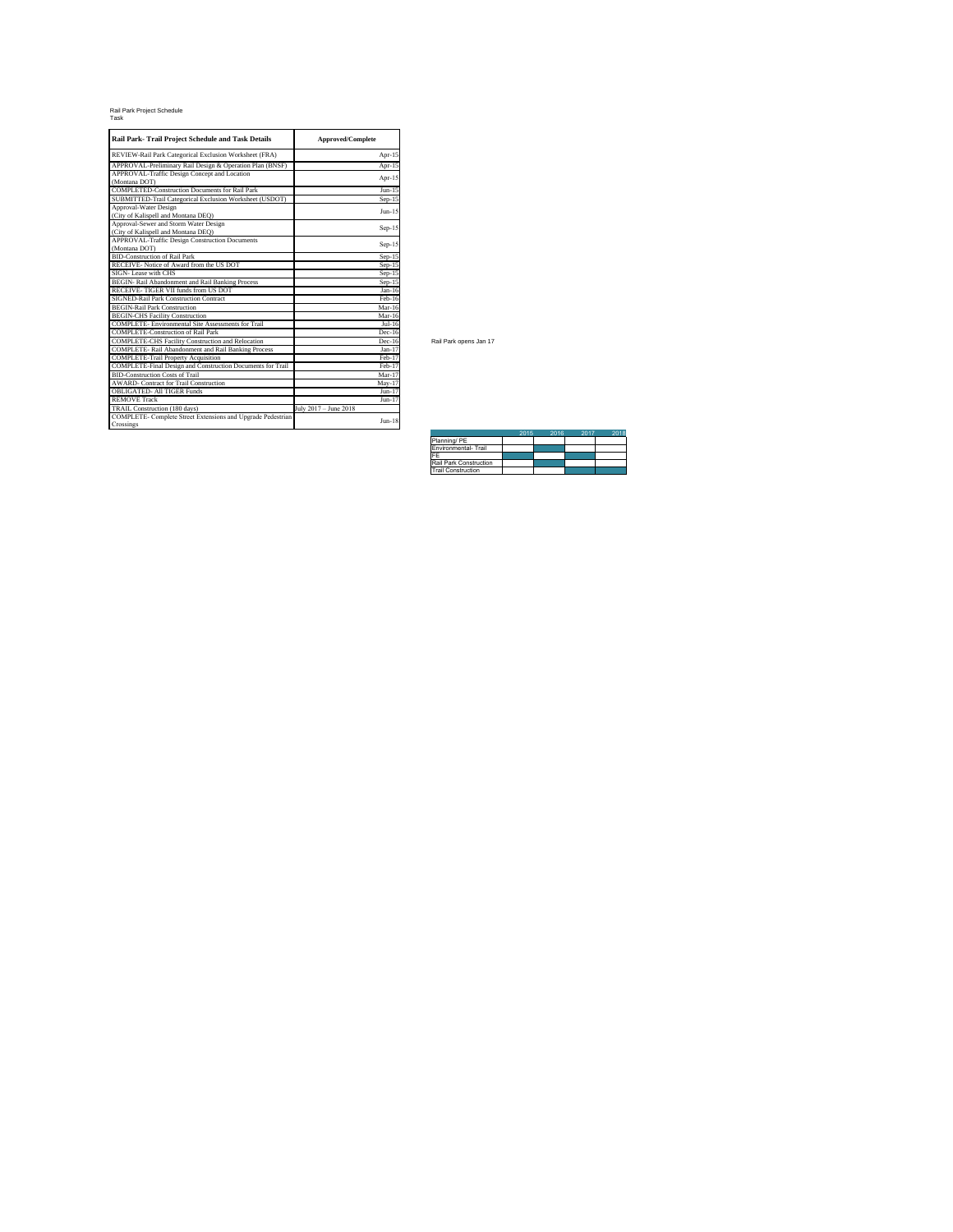Rail Park Project Schedule
Task

| Rail Park- Trail Project Schedule and Task Details | Approved/Complete |
|---|---|
| REVIEW-Rail Park Categorical Exclusion Worksheet (FRA) | Apr-15 |
| APPROVAL-Preliminary Rail Design & Operation Plan (BNSF) | Apr-15 |
| APPROVAL-Traffic Design Concept and Location (Montana DOT) | Apr-15 |
| COMPLETED-Construction Documents for Rail Park | Jun-15 |
| SUBMITTED-Trail Categorical Exclusion Worksheet (USDOT) | Sep-15 |
| Approval-Water Design (City of Kalispell and Montana DEQ) | Jun-15 |
| Approval-Sewer and Storm Water Design (City of Kalispell and Montana DEQ) | Sep-15 |
| APPROVAL-Traffic Design Construction Documents (Montana DOT) | Sep-15 |
| BID-Construction of Rail Park | Sep-15 |
| RECEIVE- Notice of Award from the US DOT | Sep-15 |
| SIGN- Lease with CHS | Sep-15 |
| BEGIN- Rail Abandonment and Rail Banking Process | Sep-15 |
| RECEIVE- TIGER VII funds from US DOT | Jan-16 |
| SIGNED-Rail Park Construction Contract | Feb-16 |
| BEGIN-Rail Park Construction | Mar-16 |
| BEGIN-CHS Facility Construction | Mar-16 |
| COMPLETE- Environmental Site Assessments for Trail | Jul-16 |
| COMPLETE-Construction of Rail Park | Dec-16 |
| COMPLETE-CHS Facility Construction and Relocation | Dec-16 |
| COMPLETE- Rail Abandonment and Rail Banking Process | Jan-17 |
| COMPLETE-Trail Property Acquisition | Feb-17 |
| COMPLETE-Final Design and Construction Documents for Trail | Feb-17 |
| BID-Construction Costs of Trail | Mar-17 |
| AWARD- Contract for Trail Construction | May-17 |
| OBLIGATED- All TIGER Funds | Jun-17 |
| REMOVE Track | Jun-17 |
| TRAIL Construction (180 days) | July 2017 – June 2018 |
| COMPLETE- Complete Street Extensions and Upgrade Pedestrian Crossings | Jun-18 |

Rail Park opens Jan 17

| | 2015 | 2016 | 2017 | 2018 |
|---|---|---|---|---|
| Planning/ PE | | | | |
| Environmental- Trail | | ■ | | |
| PE | ■ | | ■ | |
| Rail Park Construction | | ■ | | |
| Trail Construction | | | ■ | ■ |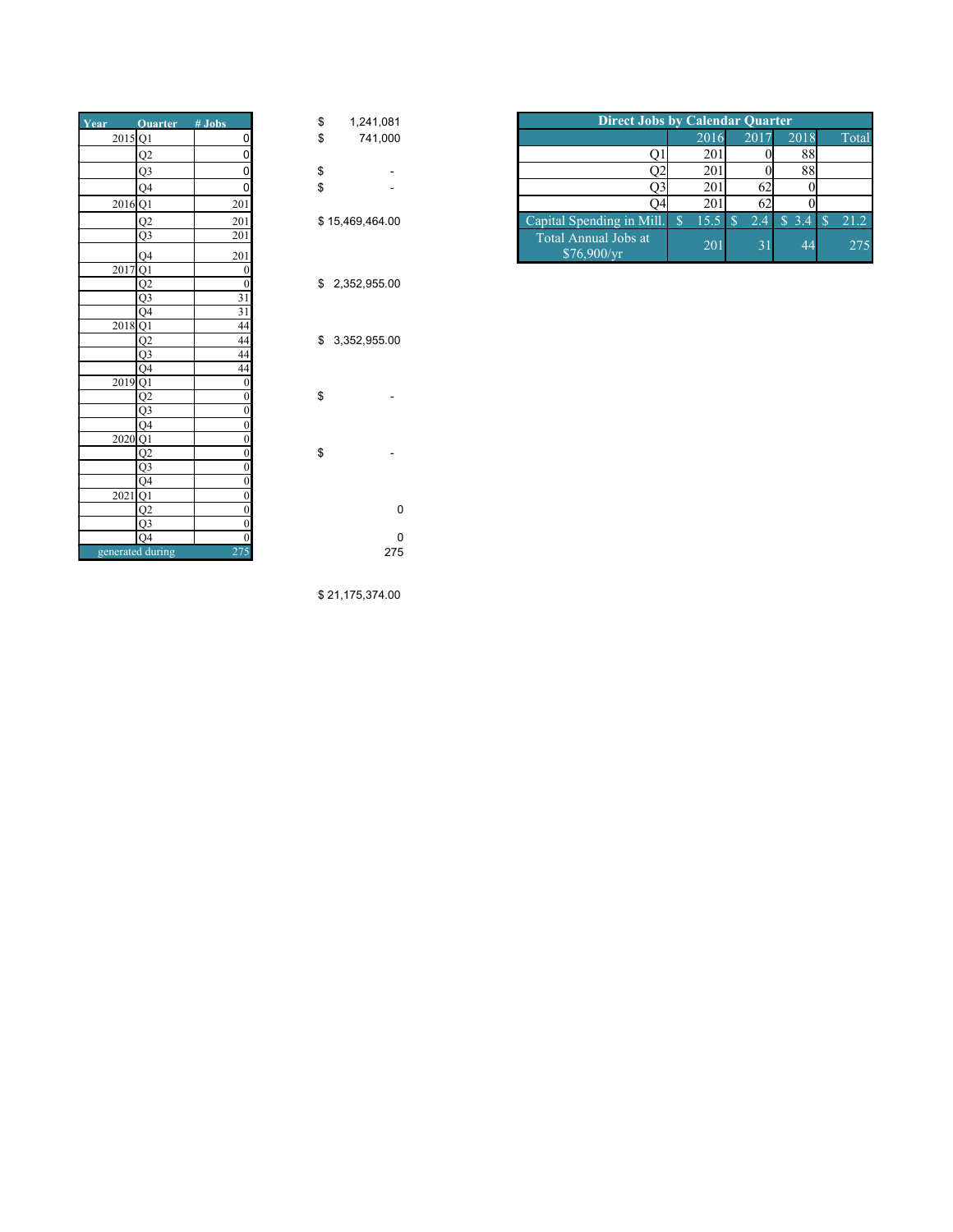| Year | Quarter | # Jobs |
|---|---|---|
| 2015 | Q1 | 0 |
| | Q2 | 0 |
| | Q3 | 0 |
| | Q4 | 0 |
| 2016 | Q1 | 201 |
| | Q2 | 201 |
| | Q3 | 201 |
| | Q4 | 201 |
| 2017 | Q1 | 0 |
| | Q2 | 0 |
| | Q3 | 31 |
| | Q4 | 31 |
| 2018 | Q1 | 44 |
| | Q2 | 44 |
| | Q3 | 44 |
| | Q4 | 44 |
| 2019 | Q1 | 0 |
| | Q2 | 0 |
| | Q3 | 0 |
| | Q4 | 0 |
| 2020 | Q1 | 0 |
| | Q2 | 0 |
| | Q3 | 0 |
| | Q4 | 0 |
| 2021 | Q1 | 0 |
| | Q2 | 0 |
| | Q3 | 0 |
| | Q4 | 0 |
| generated during | | 275 |

$ 1,241,081

$ 741,000

$ -

$ -

$ 15,469,464.00

$ 2,352,955.00

$ 3,352,955.00

$ -

$ -

0

0

275

$ 21,175,374.00

| Direct Jobs by Calendar Quarter | | | | |
|---|---|---|---|---|
| | 2016 | 2017 | 2018 | Total |
| Q1 | 201 | 0 | 88 | |
| Q2 | 201 | 0 | 88 | |
| Q3 | 201 | 62 | 0 | |
| Q4 | 201 | 62 | 0 | |
| Capital Spending in Mill. | $ 15.5 | $ 2.4 | $ 3.4 | $ 21.2 |
| Total Annual Jobs at $76,900/yr | 201 | 31 | 44 | 275 |